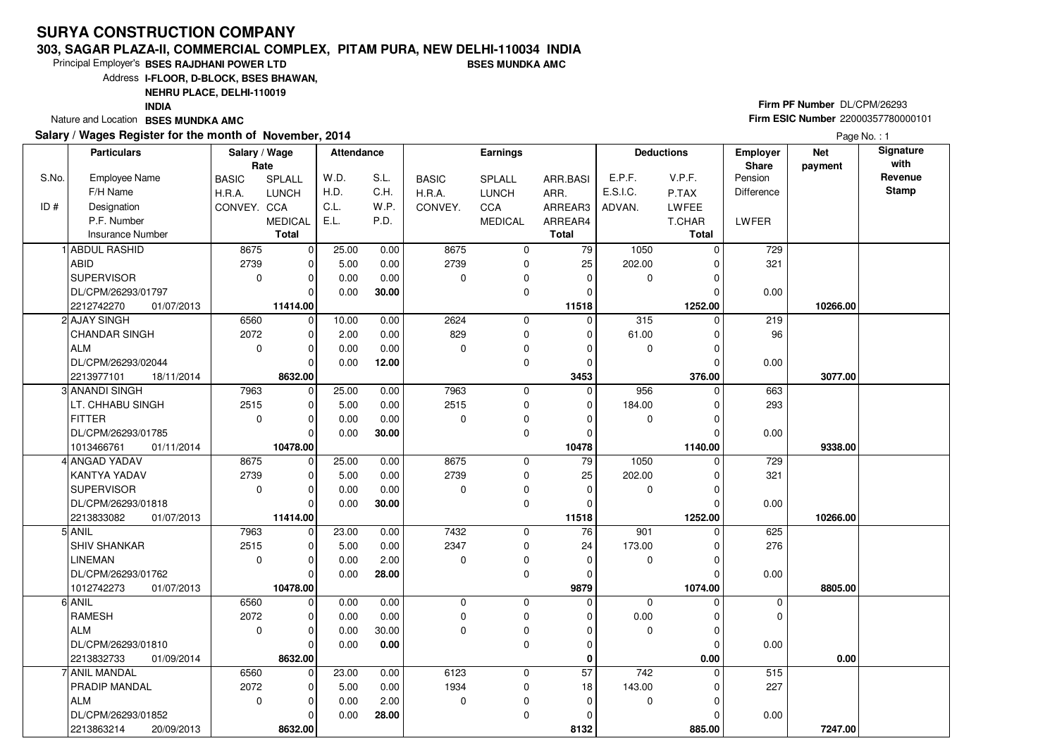# SURYA CONSTRUCTION COMPANY

**303, SAGAR PLAZA-II, COMMERCIAL COMPLEX, PITAM PURA, NEW DELHI-110034 INDIA**

Principal Employer's **BSES RAJDHANI POWER LTD** **BSES MUNDKA AMC**

Address **I-FLOOR, D-BLOCK, BSES BHAWAN, NEHRU PLACE, DELHI-110019 INDIA**

Nature and Location **BSES MUNDKA AMC**

**Firm PF Number** DL/CPM/26293

**Firm ESIC Number** 22000357780000101

**Salary / Wages Register for the month of November, 2014**

| S.No. / ID # | Employee Name / F/H Name / Designation / P.F. Number / Insurance Number | Salary / Wage Rate: BASIC / H.R.A. / CONVEY. | SPLALL / LUNCH / CCA / MEDICAL / Total | Attendance: W.D. / H.D. / C.L. / E.L. | S.L. / C.H. / W.P. / P.D. | Earnings: BASIC / H.R.A. / CONVEY. | SPLALL / LUNCH / CCA / MEDICAL | ARR.BASI / ARR. / ARREAR3 / ARREAR4 / Total | Deductions: E.P.F. / E.S.I.C. / ADVAN. | V.P.F. / P.TAX / LWFEE / T.CHAR / Total | Employer Share: Pension / Difference / LWFER | Net payment | Signature with Revenue Stamp |
|---|---|---|---|---|---|---|---|---|---|---|---|---|---|
| 1 | ABDUL RASHID | 8675 | 0 | 25.00 | 0.00 | 8675 | 0 | 79 | 1050 | 0 | 729 | | |
| | ABID | 2739 | 0 | 5.00 | 0.00 | 2739 | 0 | 25 | 202.00 | 0 | 321 | | |
| | SUPERVISOR | 0 | 0 | 0.00 | 0.00 | 0 | 0 | 0 | 0 | 0 | | | |
| | DL/CPM/26293/01797 | | 0 | 0.00 | 30.00 | | 0 | 0 | | 0 | 0.00 | | |
| | 2212742270 01/07/2013 | | 11414.00 | | | | | 11518 | | 1252.00 | | 10266.00 | |
| 2 | AJAY SINGH | 6560 | 0 | 10.00 | 0.00 | 2624 | 0 | 0 | 315 | 0 | 219 | | |
| | CHANDAR SINGH | 2072 | 0 | 2.00 | 0.00 | 829 | 0 | 0 | 61.00 | 0 | 96 | | |
| | ALM | 0 | 0 | 0.00 | 0.00 | 0 | 0 | 0 | 0 | 0 | | | |
| | DL/CPM/26293/02044 | | 0 | 0.00 | 12.00 | | 0 | 0 | | 0 | 0.00 | | |
| | 2213977101 18/11/2014 | | 8632.00 | | | | | 3453 | | 376.00 | | 3077.00 | |
| 3 | ANANDI SINGH | 7963 | 0 | 25.00 | 0.00 | 7963 | 0 | 0 | 956 | 0 | 663 | | |
| | LT. CHHABU SINGH | 2515 | 0 | 5.00 | 0.00 | 2515 | 0 | 0 | 184.00 | 0 | 293 | | |
| | FITTER | 0 | 0 | 0.00 | 0.00 | 0 | 0 | 0 | 0 | 0 | | | |
| | DL/CPM/26293/01785 | | 0 | 0.00 | 30.00 | | 0 | 0 | | 0 | 0.00 | | |
| | 1013466761 01/11/2014 | | 10478.00 | | | | | 10478 | | 1140.00 | | 9338.00 | |
| 4 | ANGAD YADAV | 8675 | 0 | 25.00 | 0.00 | 8675 | 0 | 79 | 1050 | 0 | 729 | | |
| | KANTYA YADAV | 2739 | 0 | 5.00 | 0.00 | 2739 | 0 | 25 | 202.00 | 0 | 321 | | |
| | SUPERVISOR | 0 | 0 | 0.00 | 0.00 | 0 | 0 | 0 | 0 | 0 | | | |
| | DL/CPM/26293/01818 | | 0 | 0.00 | 30.00 | | 0 | 0 | | 0 | 0.00 | | |
| | 2213833082 01/07/2013 | | 11414.00 | | | | | 11518 | | 1252.00 | | 10266.00 | |
| 5 | ANIL | 7963 | 0 | 23.00 | 0.00 | 7432 | 0 | 76 | 901 | 0 | 625 | | |
| | SHIV SHANKAR | 2515 | 0 | 5.00 | 0.00 | 2347 | 0 | 24 | 173.00 | 0 | 276 | | |
| | LINEMAN | 0 | 0 | 0.00 | 2.00 | 0 | 0 | 0 | 0 | 0 | | | |
| | DL/CPM/26293/01762 | | 0 | 0.00 | 28.00 | | 0 | 0 | | 0 | 0.00 | | |
| | 1012742273 01/07/2013 | | 10478.00 | | | | | 9879 | | 1074.00 | | 8805.00 | |
| 6 | ANIL | 6560 | 0 | 0.00 | 0.00 | 0 | 0 | 0 | 0 | 0 | 0 | | |
| | RAMESH | 2072 | 0 | 0.00 | 0.00 | 0 | 0 | 0 | 0.00 | 0 | 0 | | |
| | ALM | 0 | 0 | 0.00 | 30.00 | 0 | 0 | 0 | 0 | 0 | | | |
| | DL/CPM/26293/01810 | | 0 | 0.00 | 0.00 | | 0 | 0 | | 0 | 0.00 | | |
| | 2213832733 01/09/2014 | | 8632.00 | | | | | 0 | | 0.00 | | 0.00 | |
| 7 | ANIL MANDAL | 6560 | 0 | 23.00 | 0.00 | 6123 | 0 | 57 | 742 | 0 | 515 | | |
| | PRADIP MANDAL | 2072 | 0 | 5.00 | 0.00 | 1934 | 0 | 18 | 143.00 | 0 | 227 | | |
| | ALM | 0 | 0 | 0.00 | 2.00 | 0 | 0 | 0 | 0 | 0 | | | |
| | DL/CPM/26293/01852 | | 0 | 0.00 | 28.00 | | 0 | 0 | | 0 | 0.00 | | |
| | 2213863214 20/09/2013 | | 8632.00 | | | | | 8132 | | 885.00 | | 7247.00 | |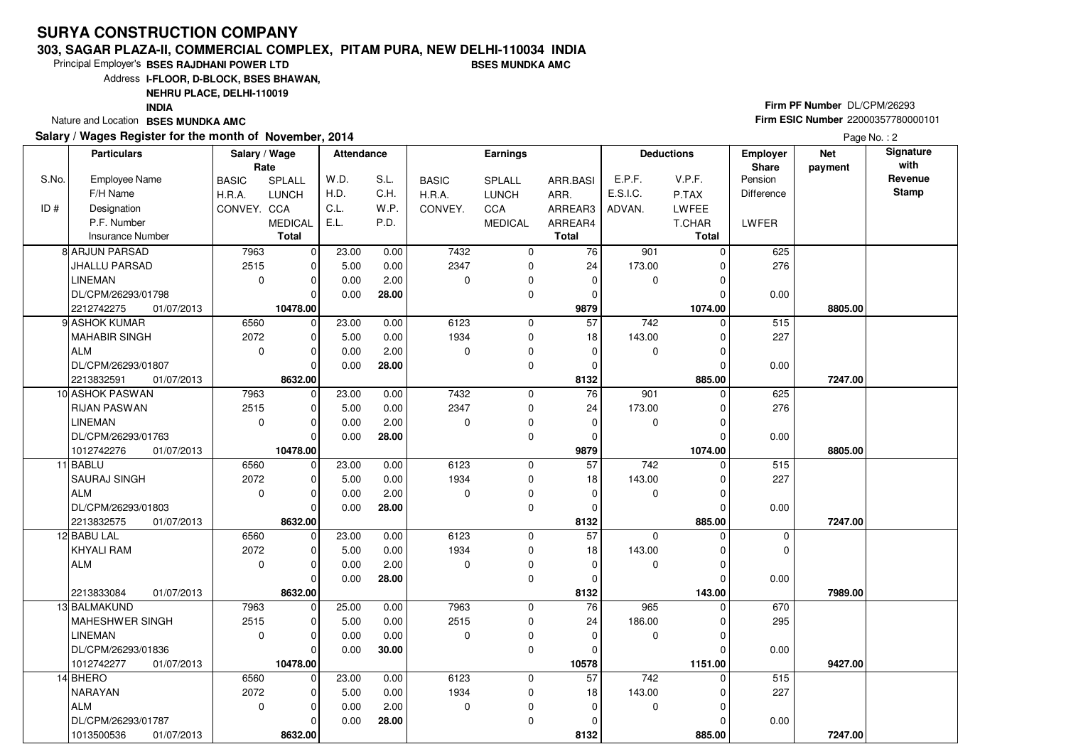# SURYA CONSTRUCTION COMPANY

**303, SAGAR PLAZA-II, COMMERCIAL COMPLEX, PITAM PURA, NEW DELHI-110034 INDIA**

Principal Employer's **BSES RAJDHANI POWER LTD** **BSES MUNDKA AMC**

Address **I-FLOOR, D-BLOCK, BSES BHAWAN, NEHRU PLACE, DELHI-110019 INDIA**

Nature and Location **BSES MUNDKA AMC**

**Firm PF Number** DL/CPM/26293

**Firm ESIC Number** 22000357780000101

**Salary / Wages Register for the month of November, 2014**

| S.No. / ID # | Particulars: Employee Name / F/H Name / Designation / P.F. Number / Insurance Number | Salary / Wage Rate: BASIC / H.R.A. / CONVEY. | Salary / Wage Rate: SPLALL / LUNCH / CCA / MEDICAL / Total | Attendance: W.D. / H.D. / C.L. / E.L. | Attendance: S.L. / C.H. / W.P. / P.D. | Earnings: BASIC / H.R.A. / CONVEY. | Earnings: SPLALL / LUNCH / CCA / MEDICAL | Earnings: ARR.BASI / ARR. / ARREAR3 / ARREAR4 / Total | Deductions: E.P.F. / E.S.I.C. / ADVAN. | Deductions: V.P.F. / P.TAX / LWFEE / T.CHAR / Total | Employer Share: Pension / Difference / LWFER | Net payment | Signature with Revenue Stamp |
|---|---|---|---|---|---|---|---|---|---|---|---|---|---|
| 8 | ARJUN PARSAD / JHALLU PARSAD / LINEMAN / DL/CPM/26293/01798 / 2212742275 01/07/2013 | 7963 / 2515 / 0 | 0 / 0 / 0 / 0 / **10478.00** | 23.00 / 5.00 / 0.00 / 0.00 | 0.00 / 0.00 / 2.00 / **28.00** | 7432 / 2347 / 0 | 0 / 0 / 0 / 0 | 76 / 24 / 0 / 0 / **9879** | 901 / 173.00 / 0 | 0 / 0 / 0 / 0 / **1074.00** | 625 / 276 / 0.00 | **8805.00** | |
| 9 | ASHOK KUMAR / MAHABIR SINGH / ALM / DL/CPM/26293/01807 / 2213832591 01/07/2013 | 6560 / 2072 / 0 | 0 / 0 / 0 / 0 / **8632.00** | 23.00 / 5.00 / 0.00 / 0.00 | 0.00 / 0.00 / 2.00 / **28.00** | 6123 / 1934 / 0 | 0 / 0 / 0 / 0 | 57 / 18 / 0 / 0 / **8132** | 742 / 143.00 / 0 | 0 / 0 / 0 / 0 / **885.00** | 515 / 227 / 0.00 | **7247.00** | |
| 10 | ASHOK PASWAN / RIJAN PASWAN / LINEMAN / DL/CPM/26293/01763 / 1012742276 01/07/2013 | 7963 / 2515 / 0 | 0 / 0 / 0 / 0 / **10478.00** | 23.00 / 5.00 / 0.00 / 0.00 | 0.00 / 0.00 / 2.00 / **28.00** | 7432 / 2347 / 0 | 0 / 0 / 0 / 0 | 76 / 24 / 0 / 0 / **9879** | 901 / 173.00 / 0 | 0 / 0 / 0 / 0 / **1074.00** | 625 / 276 / 0.00 | **8805.00** | |
| 11 | BABLU / SAURAJ SINGH / ALM / DL/CPM/26293/01803 / 2213832575 01/07/2013 | 6560 / 2072 / 0 | 0 / 0 / 0 / 0 / **8632.00** | 23.00 / 5.00 / 0.00 / 0.00 | 0.00 / 0.00 / 2.00 / **28.00** | 6123 / 1934 / 0 | 0 / 0 / 0 / 0 | 57 / 18 / 0 / 0 / **8132** | 742 / 143.00 / 0 | 0 / 0 / 0 / 0 / **885.00** | 515 / 227 / 0.00 | **7247.00** | |
| 12 | BABU LAL / KHYALI RAM / ALM / / 2213833084 01/07/2013 | 6560 / 2072 / 0 | 0 / 0 / 0 / 0 / **8632.00** | 23.00 / 5.00 / 0.00 / 0.00 | 0.00 / 0.00 / 2.00 / **28.00** | 6123 / 1934 / 0 | 0 / 0 / 0 / 0 | 57 / 18 / 0 / 0 / **8132** | 0 / 143.00 / 0 | 0 / 0 / 0 / 0 / **143.00** | 0 / 0 / 0.00 | **7989.00** | |
| 13 | BALMAKUND / MAHESHWER SINGH / LINEMAN / DL/CPM/26293/01836 / 1012742277 01/07/2013 | 7963 / 2515 / 0 | 0 / 0 / 0 / 0 / **10478.00** | 25.00 / 5.00 / 0.00 / 0.00 | 0.00 / 0.00 / 0.00 / **30.00** | 7963 / 2515 / 0 | 0 / 0 / 0 / 0 | 76 / 24 / 0 / 0 / **10578** | 965 / 186.00 / 0 | 0 / 0 / 0 / 0 / **1151.00** | 670 / 295 / 0.00 | **9427.00** | |
| 14 | BHERO / NARAYAN / ALM / DL/CPM/26293/01787 / 1013500536 01/07/2013 | 6560 / 2072 / 0 | 0 / 0 / 0 / 0 / **8632.00** | 23.00 / 5.00 / 0.00 / 0.00 | 0.00 / 0.00 / 2.00 / **28.00** | 6123 / 1934 / 0 | 0 / 0 / 0 / 0 | 57 / 18 / 0 / 0 / **8132** | 742 / 143.00 / 0 | 0 / 0 / 0 / 0 / **885.00** | 515 / 227 / 0.00 | **7247.00** | |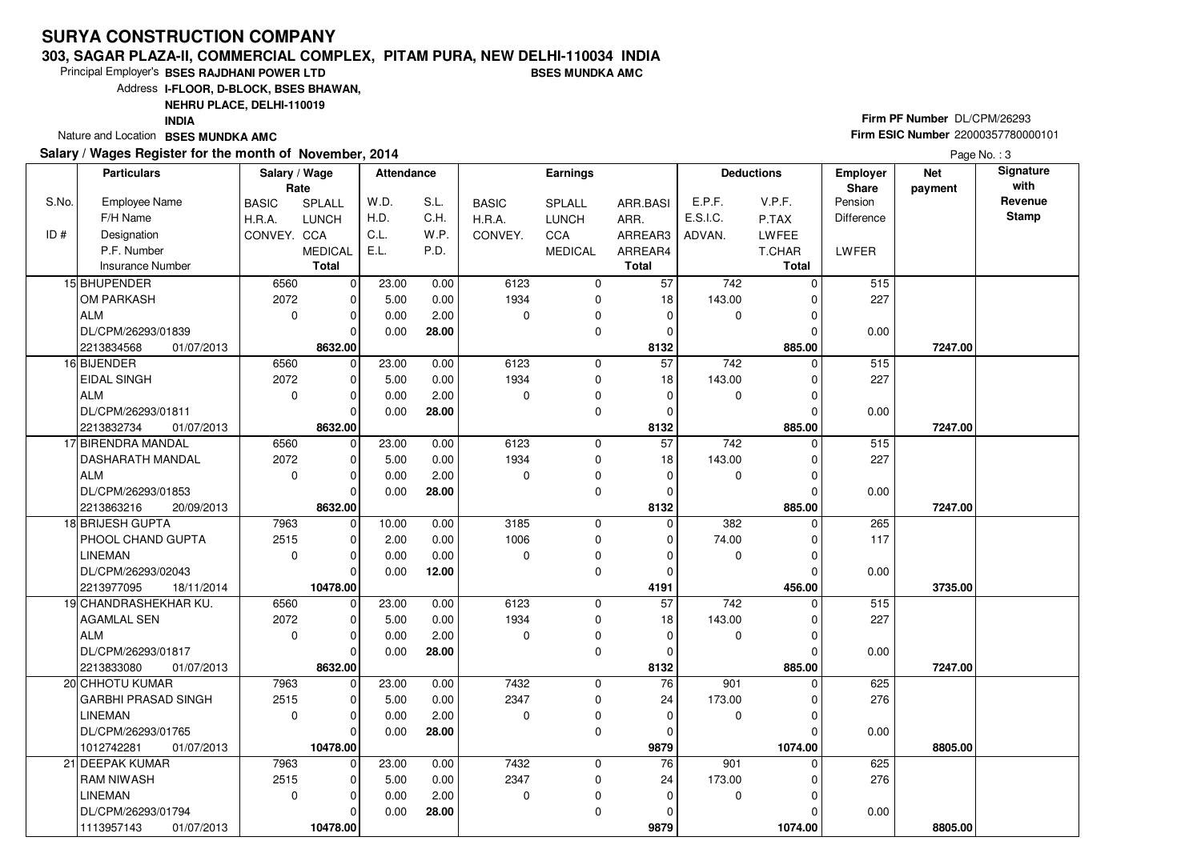# SURYA CONSTRUCTION COMPANY

**303, SAGAR PLAZA-II, COMMERCIAL COMPLEX, PITAM PURA, NEW DELHI-110034 INDIA**

Principal Employer's **BSES RAJDHANI POWER LTD** **BSES MUNDKA AMC**

Address **I-FLOOR, D-BLOCK, BSES BHAWAN, NEHRU PLACE, DELHI-110019 INDIA**

Nature and Location **BSES MUNDKA AMC**

**Firm PF Number** DL/CPM/26293

**Firm ESIC Number** 22000357780000101

**Salary / Wages Register for the month of November, 2014**

| S.No. / ID # | Employee Name / F/H Name / Designation / P.F. Number / Insurance Number | Salary / Wage Rate: BASIC / H.R.A. / CONVEY. | SPLALL / LUNCH / CCA / MEDICAL / Total | Attendance: W.D. / H.D. / C.L. / E.L. | S.L. / C.H. / W.P. / P.D. | Earnings: BASIC / H.R.A. / CONVEY. | SPLALL / LUNCH / CCA / MEDICAL | ARR.BASI / ARR. / ARREAR3 / ARREAR4 / Total | Deductions: E.P.F. / E.S.I.C. / ADVAN. | V.P.F. / P.TAX / LWFEE / T.CHAR / Total | Employer Share: Pension / Difference / LWFER | Net payment | Signature with Revenue Stamp |
|---|---|---|---|---|---|---|---|---|---|---|---|---|---|
| 15 | BHUPENDER<br>OM PARKASH<br>ALM<br>DL/CPM/26293/01839<br>2213834568 01/07/2013 | 6560<br>2072<br>0 | 0<br>0<br>0<br>0<br>**8632.00** | 23.00<br>5.00<br>0.00<br>0.00 | 0.00<br>0.00<br>2.00<br>**28.00** | 6123<br>1934<br>0 | 0<br>0<br>0<br>0 | 57<br>18<br>0<br>0<br>**8132** | 742<br>143.00<br>0 | 0<br>0<br>0<br>0<br>**885.00** | 515<br>227<br><br>0.00 | **7247.00** | |
| 16 | BIJENDER<br>EIDAL SINGH<br>ALM<br>DL/CPM/26293/01811<br>2213832734 01/07/2013 | 6560<br>2072<br>0 | 0<br>0<br>0<br>0<br>**8632.00** | 23.00<br>5.00<br>0.00<br>0.00 | 0.00<br>0.00<br>2.00<br>**28.00** | 6123<br>1934<br>0 | 0<br>0<br>0<br>0 | 57<br>18<br>0<br>0<br>**8132** | 742<br>143.00<br>0 | 0<br>0<br>0<br>0<br>**885.00** | 515<br>227<br><br>0.00 | **7247.00** | |
| 17 | BIRENDRA MANDAL<br>DASHARATH MANDAL<br>ALM<br>DL/CPM/26293/01853<br>2213863216 20/09/2013 | 6560<br>2072<br>0 | 0<br>0<br>0<br>0<br>**8632.00** | 23.00<br>5.00<br>0.00<br>0.00 | 0.00<br>0.00<br>2.00<br>**28.00** | 6123<br>1934<br>0 | 0<br>0<br>0<br>0 | 57<br>18<br>0<br>0<br>**8132** | 742<br>143.00<br>0 | 0<br>0<br>0<br>0<br>**885.00** | 515<br>227<br><br>0.00 | **7247.00** | |
| 18 | BRIJESH GUPTA<br>PHOOL CHAND GUPTA<br>LINEMAN<br>DL/CPM/26293/02043<br>2213977095 18/11/2014 | 7963<br>2515<br>0 | 0<br>0<br>0<br>0<br>**10478.00** | 10.00<br>2.00<br>0.00<br>0.00 | 0.00<br>0.00<br>0.00<br>**12.00** | 3185<br>1006<br>0 | 0<br>0<br>0<br>0 | 0<br>0<br>0<br>0<br>**4191** | 382<br>74.00<br>0 | 0<br>0<br>0<br>0<br>**456.00** | 265<br>117<br><br>0.00 | **3735.00** | |
| 19 | CHANDRASHEKHAR KU.<br>AGAMLAL SEN<br>ALM<br>DL/CPM/26293/01817<br>2213833080 01/07/2013 | 6560<br>2072<br>0 | 0<br>0<br>0<br>0<br>**8632.00** | 23.00<br>5.00<br>0.00<br>0.00 | 0.00<br>0.00<br>2.00<br>**28.00** | 6123<br>1934<br>0 | 0<br>0<br>0<br>0 | 57<br>18<br>0<br>0<br>**8132** | 742<br>143.00<br>0 | 0<br>0<br>0<br>0<br>**885.00** | 515<br>227<br><br>0.00 | **7247.00** | |
| 20 | CHHOTU KUMAR<br>GARBHI PRASAD SINGH<br>LINEMAN<br>DL/CPM/26293/01765<br>1012742281 01/07/2013 | 7963<br>2515<br>0 | 0<br>0<br>0<br>0<br>**10478.00** | 23.00<br>5.00<br>0.00<br>0.00 | 0.00<br>0.00<br>2.00<br>**28.00** | 7432<br>2347<br>0 | 0<br>0<br>0<br>0 | 76<br>24<br>0<br>0<br>**9879** | 901<br>173.00<br>0 | 0<br>0<br>0<br>0<br>**1074.00** | 625<br>276<br><br>0.00 | **8805.00** | |
| 21 | DEEPAK KUMAR<br>RAM NIWASH<br>LINEMAN<br>DL/CPM/26293/01794<br>1113957143 01/07/2013 | 7963<br>2515<br>0 | 0<br>0<br>0<br>0<br>**10478.00** | 23.00<br>5.00<br>0.00<br>0.00 | 0.00<br>0.00<br>2.00<br>**28.00** | 7432<br>2347<br>0 | 0<br>0<br>0<br>0 | 76<br>24<br>0<br>0<br>**9879** | 901<br>173.00<br>0 | 0<br>0<br>0<br>0<br>**1074.00** | 625<br>276<br><br>0.00 | **8805.00** | |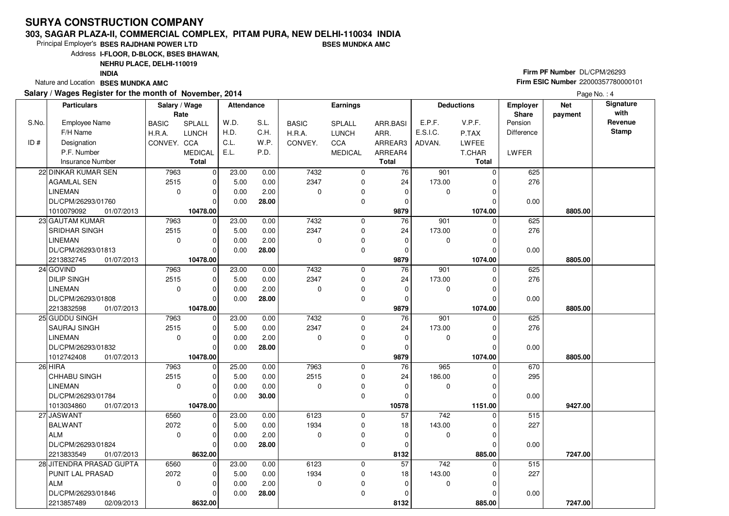# SURYA CONSTRUCTION COMPANY

**303, SAGAR PLAZA-II, COMMERCIAL COMPLEX, PITAM PURA, NEW DELHI-110034 INDIA**

Principal Employer's **BSES RAJDHANI POWER LTD** **BSES MUNDKA AMC**

Address **I-FLOOR, D-BLOCK, BSES BHAWAN, NEHRU PLACE, DELHI-110019 INDIA**

Nature and Location **BSES MUNDKA AMC**

**Firm PF Number** DL/CPM/26293
**Firm ESIC Number** 22000357780000101

**Salary / Wages Register for the month of November, 2014**

Page No. : 4

| S.No. / ID # | Employee Name / F/H Name / Designation / P.F. Number / Insurance Number | | Salary / Wage Rate: BASIC / H.R.A. / CONVEY. | SPLALL / LUNCH / CCA / MEDICAL / Total | Attendance: W.D. / H.D. / C.L. / E.L. | S.L. / C.H. / W.P. / P.D. | Earnings: BASIC / H.R.A. / CONVEY. | SPLALL / LUNCH / CCA / MEDICAL | ARR.BASI / ARR. / ARREAR3 / ARREAR4 / Total | Deductions: E.P.F. / E.S.I.C. / ADVAN. | V.P.F. / P.TAX / LWFEE / T.CHAR / Total | Employer Share: Pension / Difference / LWFER | Net payment | Signature with Revenue Stamp |
|---|---|---|---|---|---|---|---|---|---|---|---|---|---|---|
| 22 | DINKAR KUMAR SEN | | 7963 | 0 | 23.00 | 0.00 | 7432 | 0 | 76 | 901 | 0 | 625 | | |
| | AGAMLAL SEN | | 2515 | 0 | 5.00 | 0.00 | 2347 | 0 | 24 | 173.00 | 0 | 276 | | |
| | LINEMAN | | 0 | 0 | 0.00 | 2.00 | 0 | 0 | 0 | 0 | 0 | | | |
| | DL/CPM/26293/01760 | | | 0 | 0.00 | **28.00** | | 0 | 0 | | 0 | 0.00 | | |
| | 1010079092 | 01/07/2013 | | **10478.00** | | | | | **9879** | | **1074.00** | | **8805.00** | |
| 23 | GAUTAM KUMAR | | 7963 | 0 | 23.00 | 0.00 | 7432 | 0 | 76 | 901 | 0 | 625 | | |
| | SRIDHAR SINGH | | 2515 | 0 | 5.00 | 0.00 | 2347 | 0 | 24 | 173.00 | 0 | 276 | | |
| | LINEMAN | | 0 | 0 | 0.00 | 2.00 | 0 | 0 | 0 | 0 | 0 | | | |
| | DL/CPM/26293/01813 | | | 0 | 0.00 | **28.00** | | 0 | 0 | | 0 | 0.00 | | |
| | 2213832745 | 01/07/2013 | | **10478.00** | | | | | **9879** | | **1074.00** | | **8805.00** | |
| 24 | GOVIND | | 7963 | 0 | 23.00 | 0.00 | 7432 | 0 | 76 | 901 | 0 | 625 | | |
| | DILIP SINGH | | 2515 | 0 | 5.00 | 0.00 | 2347 | 0 | 24 | 173.00 | 0 | 276 | | |
| | LINEMAN | | 0 | 0 | 0.00 | 2.00 | 0 | 0 | 0 | 0 | 0 | | | |
| | DL/CPM/26293/01808 | | | 0 | 0.00 | **28.00** | | 0 | 0 | | 0 | 0.00 | | |
| | 2213832598 | 01/07/2013 | | **10478.00** | | | | | **9879** | | **1074.00** | | **8805.00** | |
| 25 | GUDDU SINGH | | 7963 | 0 | 23.00 | 0.00 | 7432 | 0 | 76 | 901 | 0 | 625 | | |
| | SAURAJ SINGH | | 2515 | 0 | 5.00 | 0.00 | 2347 | 0 | 24 | 173.00 | 0 | 276 | | |
| | LINEMAN | | 0 | 0 | 0.00 | 2.00 | 0 | 0 | 0 | 0 | 0 | | | |
| | DL/CPM/26293/01832 | | | 0 | 0.00 | **28.00** | | 0 | 0 | | 0 | 0.00 | | |
| | 1012742408 | 01/07/2013 | | **10478.00** | | | | | **9879** | | **1074.00** | | **8805.00** | |
| 26 | HIRA | | 7963 | 0 | 25.00 | 0.00 | 7963 | 0 | 76 | 965 | 0 | 670 | | |
| | CHHABU SINGH | | 2515 | 0 | 5.00 | 0.00 | 2515 | 0 | 24 | 186.00 | 0 | 295 | | |
| | LINEMAN | | 0 | 0 | 0.00 | 0.00 | 0 | 0 | 0 | 0 | 0 | | | |
| | DL/CPM/26293/01784 | | | 0 | 0.00 | **30.00** | | 0 | 0 | | 0 | 0.00 | | |
| | 1013034860 | 01/07/2013 | | **10478.00** | | | | | **10578** | | **1151.00** | | **9427.00** | |
| 27 | JASWANT | | 6560 | 0 | 23.00 | 0.00 | 6123 | 0 | 57 | 742 | 0 | 515 | | |
| | BALWANT | | 2072 | 0 | 5.00 | 0.00 | 1934 | 0 | 18 | 143.00 | 0 | 227 | | |
| | ALM | | 0 | 0 | 0.00 | 2.00 | 0 | 0 | 0 | 0 | 0 | | | |
| | DL/CPM/26293/01824 | | | 0 | 0.00 | **28.00** | | 0 | 0 | | 0 | 0.00 | | |
| | 2213833549 | 01/07/2013 | | **8632.00** | | | | | **8132** | | **885.00** | | **7247.00** | |
| 28 | JITENDRA PRASAD GUPTA | | 6560 | 0 | 23.00 | 0.00 | 6123 | 0 | 57 | 742 | 0 | 515 | | |
| | PUNIT LAL PRASAD | | 2072 | 0 | 5.00 | 0.00 | 1934 | 0 | 18 | 143.00 | 0 | 227 | | |
| | ALM | | 0 | 0 | 0.00 | 2.00 | 0 | 0 | 0 | 0 | 0 | | | |
| | DL/CPM/26293/01846 | | | 0 | 0.00 | **28.00** | | 0 | 0 | | 0 | 0.00 | | |
| | 2213857489 | 02/09/2013 | | **8632.00** | | | | | **8132** | | **885.00** | | **7247.00** | |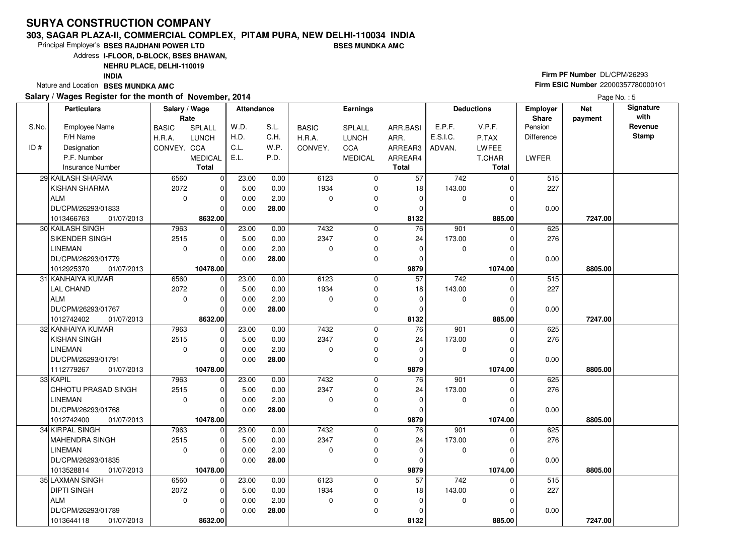# SURYA CONSTRUCTION COMPANY

**303, SAGAR PLAZA-II, COMMERCIAL COMPLEX, PITAM PURA, NEW DELHI-110034 INDIA**

Principal Employer's **BSES RAJDHANI POWER LTD** **BSES MUNDKA AMC**

Address **I-FLOOR, D-BLOCK, BSES BHAWAN, NEHRU PLACE, DELHI-110019 INDIA**

Nature and Location **BSES MUNDKA AMC**

**Firm PF Number** DL/CPM/26293

**Firm ESIC Number** 22000357780000101

**Salary / Wages Register for the month of November, 2014**

| S.No. / ID # | Particulars: Employee Name / F/H Name / Designation / P.F. Number / Insurance Number | Salary / Wage Rate: BASIC / H.R.A. / CONVEY. | Salary / Wage Rate: SPLALL / LUNCH / CCA / MEDICAL / Total | Attendance: W.D. / H.D. / C.L. / E.L. | Attendance: S.L. / C.H. / W.P. / P.D. | Earnings: BASIC / H.R.A. / CONVEY. | Earnings: SPLALL / LUNCH / CCA / MEDICAL | Earnings: ARR.BASI / ARR. / ARREAR3 / ARREAR4 / Total | Deductions: E.P.F. / E.S.I.C. / ADVAN. | Deductions: V.P.F. / P.TAX / LWFEE / T.CHAR / Total | Employer Share: Pension / Difference / LWFER | Net payment | Signature with Revenue Stamp |
|---|---|---|---|---|---|---|---|---|---|---|---|---|---|
| 29 | KAILASH SHARMA / KISHAN SHARMA / ALM / DL/CPM/26293/01833 / 1013466763 01/07/2013 | 6560 / 2072 / 0 | 0 / 0 / 0 / 0 / **8632.00** | 23.00 / 5.00 / 0.00 / 0.00 | 0.00 / 0.00 / 2.00 / **28.00** | 6123 / 1934 / 0 | 0 / 0 / 0 / 0 | 57 / 18 / 0 / 0 / **8132** | 742 / 143.00 / 0 | 0 / 0 / 0 / 0 / **885.00** | 515 / 227 / 0.00 | **7247.00** | |
| 30 | KAILASH SINGH / SIKENDER SINGH / LINEMAN / DL/CPM/26293/01779 / 1012925370 01/07/2013 | 7963 / 2515 / 0 | 0 / 0 / 0 / 0 / **10478.00** | 23.00 / 5.00 / 0.00 / 0.00 | 0.00 / 0.00 / 2.00 / **28.00** | 7432 / 2347 / 0 | 0 / 0 / 0 / 0 | 76 / 24 / 0 / 0 / **9879** | 901 / 173.00 / 0 | 0 / 0 / 0 / 0 / **1074.00** | 625 / 276 / 0.00 | **8805.00** | |
| 31 | KANHAIYA KUMAR / LAL CHAND / ALM / DL/CPM/26293/01767 / 1012742402 01/07/2013 | 6560 / 2072 / 0 | 0 / 0 / 0 / 0 / **8632.00** | 23.00 / 5.00 / 0.00 / 0.00 | 0.00 / 0.00 / 2.00 / **28.00** | 6123 / 1934 / 0 | 0 / 0 / 0 / 0 | 57 / 18 / 0 / 0 / **8132** | 742 / 143.00 / 0 | 0 / 0 / 0 / 0 / **885.00** | 515 / 227 / 0.00 | **7247.00** | |
| 32 | KANHAIYA KUMAR / KISHAN SINGH / LINEMAN / DL/CPM/26293/01791 / 1112779267 01/07/2013 | 7963 / 2515 / 0 | 0 / 0 / 0 / 0 / **10478.00** | 23.00 / 5.00 / 0.00 / 0.00 | 0.00 / 0.00 / 2.00 / **28.00** | 7432 / 2347 / 0 | 0 / 0 / 0 / 0 | 76 / 24 / 0 / 0 / **9879** | 901 / 173.00 / 0 | 0 / 0 / 0 / 0 / **1074.00** | 625 / 276 / 0.00 | **8805.00** | |
| 33 | KAPIL / CHHOTU PRASAD SINGH / LINEMAN / DL/CPM/26293/01768 / 1012742400 01/07/2013 | 7963 / 2515 / 0 | 0 / 0 / 0 / 0 / **10478.00** | 23.00 / 5.00 / 0.00 / 0.00 | 0.00 / 0.00 / 2.00 / **28.00** | 7432 / 2347 / 0 | 0 / 0 / 0 / 0 | 76 / 24 / 0 / 0 / **9879** | 901 / 173.00 / 0 | 0 / 0 / 0 / 0 / **1074.00** | 625 / 276 / 0.00 | **8805.00** | |
| 34 | KIRPAL SINGH / MAHENDRA SINGH / LINEMAN / DL/CPM/26293/01835 / 1013528814 01/07/2013 | 7963 / 2515 / 0 | 0 / 0 / 0 / 0 / **10478.00** | 23.00 / 5.00 / 0.00 / 0.00 | 0.00 / 0.00 / 2.00 / **28.00** | 7432 / 2347 / 0 | 0 / 0 / 0 / 0 | 76 / 24 / 0 / 0 / **9879** | 901 / 173.00 / 0 | 0 / 0 / 0 / 0 / **1074.00** | 625 / 276 / 0.00 | **8805.00** | |
| 35 | LAXMAN SINGH / DIPTI SINGH / ALM / DL/CPM/26293/01789 / 1013644118 01/07/2013 | 6560 / 2072 / 0 | 0 / 0 / 0 / 0 / **8632.00** | 23.00 / 5.00 / 0.00 / 0.00 | 0.00 / 0.00 / 2.00 / **28.00** | 6123 / 1934 / 0 | 0 / 0 / 0 / 0 | 57 / 18 / 0 / 0 / **8132** | 742 / 143.00 / 0 | 0 / 0 / 0 / 0 / **885.00** | 515 / 227 / 0.00 | **7247.00** | |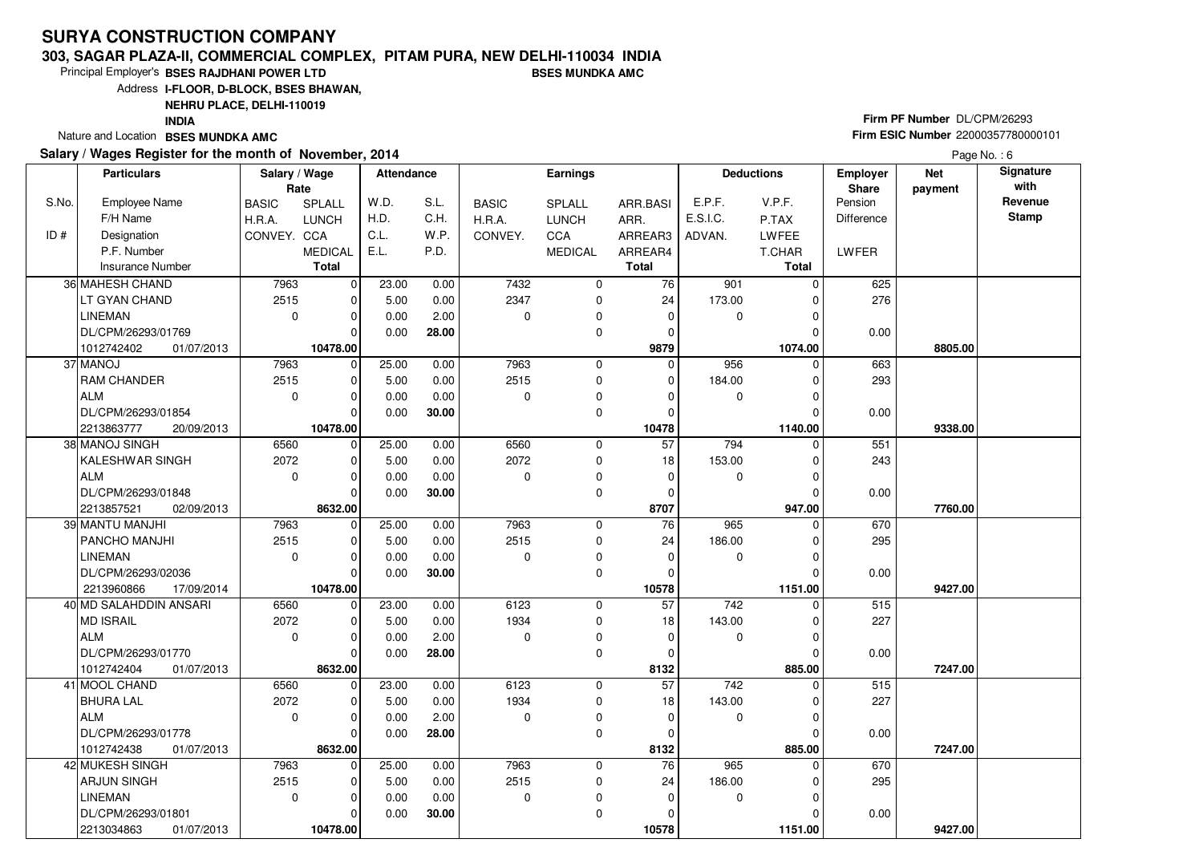# SURYA CONSTRUCTION COMPANY

**303, SAGAR PLAZA-II, COMMERCIAL COMPLEX, PITAM PURA, NEW DELHI-110034 INDIA**

Principal Employer's **BSES RAJDHANI POWER LTD** **BSES MUNDKA AMC**

Address **I-FLOOR, D-BLOCK, BSES BHAWAN, NEHRU PLACE, DELHI-110019 INDIA**

Nature and Location **BSES MUNDKA AMC**

**Firm PF Number** DL/CPM/26293

**Firm ESIC Number** 22000357780000101

**Salary / Wages Register for the month of November, 2014**

Page No. : 6

| S.No. / ID # | Particulars: Employee Name / F/H Name / Designation / P.F. Number / Insurance Number | Salary / Wage Rate: BASIC / H.R.A. / CONVEY. | Salary / Wage Rate: SPLALL / LUNCH / CCA / MEDICAL / Total | Attendance: W.D. / H.D. / C.L. / E.L. | Attendance: S.L. / C.H. / W.P. / P.D. | Earnings: BASIC / H.R.A. / CONVEY. | Earnings: SPLALL / LUNCH / CCA / MEDICAL | Earnings: ARR.BASI / ARR. / ARREAR3 / ARREAR4 / Total | Deductions: E.P.F. / E.S.I.C. / ADVAN. | Deductions: V.P.F. / P.TAX / LWFEE / T.CHAR / Total | Employer Share: Pension / Difference / LWFER | Net payment | Signature with Revenue Stamp |
|---|---|---|---|---|---|---|---|---|---|---|---|---|---|
| 36 | MAHESH CHAND | 7963 | 0 | 23.00 | 0.00 | 7432 | 0 | 76 | 901 | 0 | 625 | | |
| | LT GYAN CHAND | 2515 | 0 | 5.00 | 0.00 | 2347 | 0 | 24 | 173.00 | 0 | 276 | | |
| | LINEMAN | 0 | 0 | 0.00 | 2.00 | 0 | 0 | 0 | 0 | 0 | | | |
| | DL/CPM/26293/01769 | | 0 | 0.00 | **28.00** | | 0 | 0 | | 0 | 0.00 | | |
| | 1012742402 01/07/2013 | | **10478.00** | | | | | **9879** | | **1074.00** | | **8805.00** | |
| 37 | MANOJ | 7963 | 0 | 25.00 | 0.00 | 7963 | 0 | 0 | 956 | 0 | 663 | | |
| | RAM CHANDER | 2515 | 0 | 5.00 | 0.00 | 2515 | 0 | 0 | 184.00 | 0 | 293 | | |
| | ALM | 0 | 0 | 0.00 | 0.00 | 0 | 0 | 0 | 0 | 0 | | | |
| | DL/CPM/26293/01854 | | 0 | 0.00 | **30.00** | | 0 | 0 | | 0 | 0.00 | | |
| | 2213863777 20/09/2013 | | **10478.00** | | | | | **10478** | | **1140.00** | | **9338.00** | |
| 38 | MANOJ SINGH | 6560 | 0 | 25.00 | 0.00 | 6560 | 0 | 57 | 794 | 0 | 551 | | |
| | KALESHWAR SINGH | 2072 | 0 | 5.00 | 0.00 | 2072 | 0 | 18 | 153.00 | 0 | 243 | | |
| | ALM | 0 | 0 | 0.00 | 0.00 | 0 | 0 | 0 | 0 | 0 | | | |
| | DL/CPM/26293/01848 | | 0 | 0.00 | **30.00** | | 0 | 0 | | 0 | 0.00 | | |
| | 2213857521 02/09/2013 | | **8632.00** | | | | | **8707** | | **947.00** | | **7760.00** | |
| 39 | MANTU MANJHI | 7963 | 0 | 25.00 | 0.00 | 7963 | 0 | 76 | 965 | 0 | 670 | | |
| | PANCHO MANJHI | 2515 | 0 | 5.00 | 0.00 | 2515 | 0 | 24 | 186.00 | 0 | 295 | | |
| | LINEMAN | 0 | 0 | 0.00 | 0.00 | 0 | 0 | 0 | 0 | 0 | | | |
| | DL/CPM/26293/02036 | | 0 | 0.00 | **30.00** | | 0 | 0 | | 0 | 0.00 | | |
| | 2213960866 17/09/2014 | | **10478.00** | | | | | **10578** | | **1151.00** | | **9427.00** | |
| 40 | MD SALAHDDIN ANSARI | 6560 | 0 | 23.00 | 0.00 | 6123 | 0 | 57 | 742 | 0 | 515 | | |
| | MD ISRAIL | 2072 | 0 | 5.00 | 0.00 | 1934 | 0 | 18 | 143.00 | 0 | 227 | | |
| | ALM | 0 | 0 | 0.00 | 2.00 | 0 | 0 | 0 | 0 | 0 | | | |
| | DL/CPM/26293/01770 | | 0 | 0.00 | **28.00** | | 0 | 0 | | 0 | 0.00 | | |
| | 1012742404 01/07/2013 | | **8632.00** | | | | | **8132** | | **885.00** | | **7247.00** | |
| 41 | MOOL CHAND | 6560 | 0 | 23.00 | 0.00 | 6123 | 0 | 57 | 742 | 0 | 515 | | |
| | BHURA LAL | 2072 | 0 | 5.00 | 0.00 | 1934 | 0 | 18 | 143.00 | 0 | 227 | | |
| | ALM | 0 | 0 | 0.00 | 2.00 | 0 | 0 | 0 | 0 | 0 | | | |
| | DL/CPM/26293/01778 | | 0 | 0.00 | **28.00** | | 0 | 0 | | 0 | 0.00 | | |
| | 1012742438 01/07/2013 | | **8632.00** | | | | | **8132** | | **885.00** | | **7247.00** | |
| 42 | MUKESH SINGH | 7963 | 0 | 25.00 | 0.00 | 7963 | 0 | 76 | 965 | 0 | 670 | | |
| | ARJUN SINGH | 2515 | 0 | 5.00 | 0.00 | 2515 | 0 | 24 | 186.00 | 0 | 295 | | |
| | LINEMAN | 0 | 0 | 0.00 | 0.00 | 0 | 0 | 0 | 0 | 0 | | | |
| | DL/CPM/26293/01801 | | 0 | 0.00 | **30.00** | | 0 | 0 | | 0 | 0.00 | | |
| | 2213034863 01/07/2013 | | **10478.00** | | | | | **10578** | | **1151.00** | | **9427.00** | |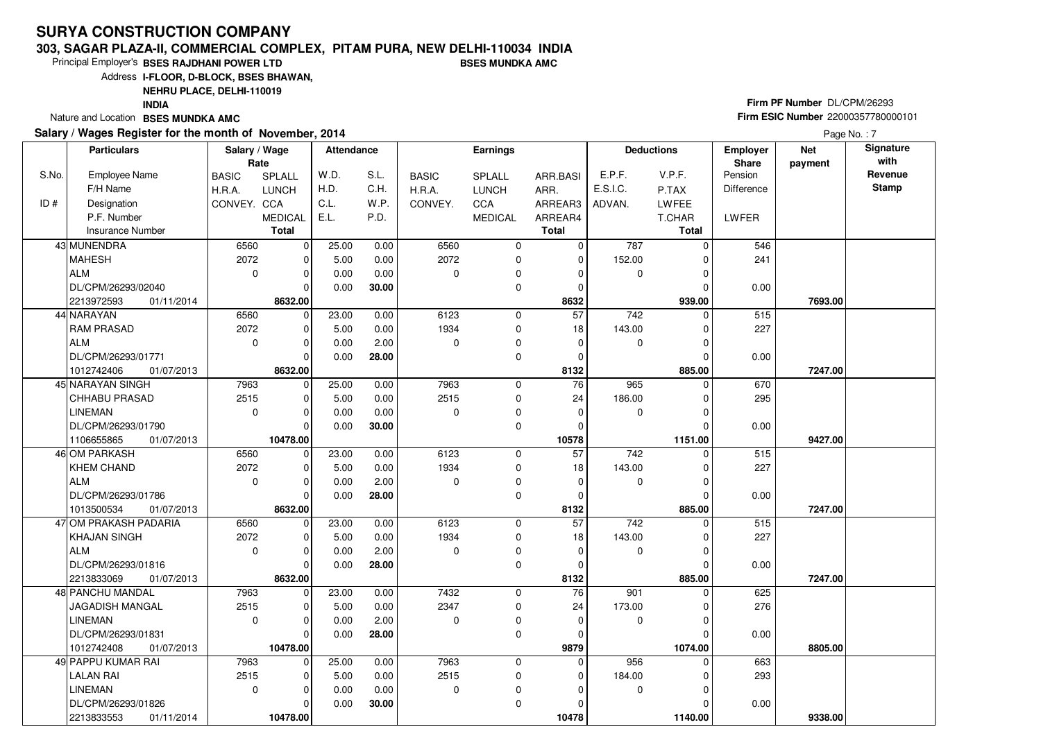# SURYA CONSTRUCTION COMPANY

**303, SAGAR PLAZA-II, COMMERCIAL COMPLEX, PITAM PURA, NEW DELHI-110034 INDIA**

Principal Employer's **BSES RAJDHANI POWER LTD** **BSES MUNDKA AMC**

Address **I-FLOOR, D-BLOCK, BSES BHAWAN, NEHRU PLACE, DELHI-110019 INDIA**

Nature and Location **BSES MUNDKA AMC**

**Firm PF Number** DL/CPM/26293

**Firm ESIC Number** 22000357780000101

**Salary / Wages Register for the month of November, 2014**

Page No. : 7

| S.No. / ID # | Particulars: Employee Name / F/H Name / Designation / P.F. Number / Insurance Number | Salary / Wage Rate: BASIC / H.R.A. / CONVEY. | Salary / Wage Rate: SPLALL / LUNCH / CCA / MEDICAL / Total | Attendance: W.D. / H.D. / C.L. / E.L. | Attendance: S.L. / C.H. / W.P. / P.D. | Earnings: BASIC / H.R.A. / CONVEY. | Earnings: SPLALL / LUNCH / CCA / MEDICAL | Earnings: ARR.BASI / ARR. / ARREAR3 / ARREAR4 / Total | Deductions: E.P.F. / E.S.I.C. / ADVAN. | Deductions: V.P.F. / P.TAX / LWFEE / T.CHAR / Total | Employer Share: Pension / Difference / LWFER | Net payment | Signature with Revenue Stamp |
|---|---|---|---|---|---|---|---|---|---|---|---|---|---|
| 43 | MUNENDRA | 6560 | 0 | 25.00 | 0.00 | 6560 | 0 | 0 | 787 | 0 | 546 | | |
| | MAHESH | 2072 | 0 | 5.00 | 0.00 | 2072 | 0 | 0 | 152.00 | 0 | 241 | | |
| | ALM | 0 | 0 | 0.00 | 0.00 | 0 | 0 | 0 | 0 | 0 | | | |
| | DL/CPM/26293/02040 | | 0 | 0.00 | **30.00** | | 0 | 0 | | 0 | 0.00 | | |
| | 2213972593 01/11/2014 | | **8632.00** | | | | | **8632** | | **939.00** | | **7693.00** | |
| 44 | NARAYAN | 6560 | 0 | 23.00 | 0.00 | 6123 | 0 | 57 | 742 | 0 | 515 | | |
| | RAM PRASAD | 2072 | 0 | 5.00 | 0.00 | 1934 | 0 | 18 | 143.00 | 0 | 227 | | |
| | ALM | 0 | 0 | 0.00 | 2.00 | 0 | 0 | 0 | 0 | 0 | | | |
| | DL/CPM/26293/01771 | | 0 | 0.00 | **28.00** | | 0 | 0 | | 0 | 0.00 | | |
| | 1012742406 01/07/2013 | | **8632.00** | | | | | **8132** | | **885.00** | | **7247.00** | |
| 45 | NARAYAN SINGH | 7963 | 0 | 25.00 | 0.00 | 7963 | 0 | 76 | 965 | 0 | 670 | | |
| | CHHABU PRASAD | 2515 | 0 | 5.00 | 0.00 | 2515 | 0 | 24 | 186.00 | 0 | 295 | | |
| | LINEMAN | 0 | 0 | 0.00 | 0.00 | 0 | 0 | 0 | 0 | 0 | | | |
| | DL/CPM/26293/01790 | | 0 | 0.00 | **30.00** | | 0 | 0 | | 0 | 0.00 | | |
| | 1106655865 01/07/2013 | | **10478.00** | | | | | **10578** | | **1151.00** | | **9427.00** | |
| 46 | OM PARKASH | 6560 | 0 | 23.00 | 0.00 | 6123 | 0 | 57 | 742 | 0 | 515 | | |
| | KHEM CHAND | 2072 | 0 | 5.00 | 0.00 | 1934 | 0 | 18 | 143.00 | 0 | 227 | | |
| | ALM | 0 | 0 | 0.00 | 2.00 | 0 | 0 | 0 | 0 | 0 | | | |
| | DL/CPM/26293/01786 | | 0 | 0.00 | **28.00** | | 0 | 0 | | 0 | 0.00 | | |
| | 1013500534 01/07/2013 | | **8632.00** | | | | | **8132** | | **885.00** | | **7247.00** | |
| 47 | OM PRAKASH PADARIA | 6560 | 0 | 23.00 | 0.00 | 6123 | 0 | 57 | 742 | 0 | 515 | | |
| | KHAJAN SINGH | 2072 | 0 | 5.00 | 0.00 | 1934 | 0 | 18 | 143.00 | 0 | 227 | | |
| | ALM | 0 | 0 | 0.00 | 2.00 | 0 | 0 | 0 | 0 | 0 | | | |
| | DL/CPM/26293/01816 | | 0 | 0.00 | **28.00** | | 0 | 0 | | 0 | 0.00 | | |
| | 2213833069 01/07/2013 | | **8632.00** | | | | | **8132** | | **885.00** | | **7247.00** | |
| 48 | PANCHU MANDAL | 7963 | 0 | 23.00 | 0.00 | 7432 | 0 | 76 | 901 | 0 | 625 | | |
| | JAGADISH MANGAL | 2515 | 0 | 5.00 | 0.00 | 2347 | 0 | 24 | 173.00 | 0 | 276 | | |
| | LINEMAN | 0 | 0 | 0.00 | 2.00 | 0 | 0 | 0 | 0 | 0 | | | |
| | DL/CPM/26293/01831 | | 0 | 0.00 | **28.00** | | 0 | 0 | | 0 | 0.00 | | |
| | 1012742408 01/07/2013 | | **10478.00** | | | | | **9879** | | **1074.00** | | **8805.00** | |
| 49 | PAPPU KUMAR RAI | 7963 | 0 | 25.00 | 0.00 | 7963 | 0 | 0 | 956 | 0 | 663 | | |
| | LALAN RAI | 2515 | 0 | 5.00 | 0.00 | 2515 | 0 | 0 | 184.00 | 0 | 293 | | |
| | LINEMAN | 0 | 0 | 0.00 | 0.00 | 0 | 0 | 0 | 0 | 0 | | | |
| | DL/CPM/26293/01826 | | 0 | 0.00 | **30.00** | | 0 | 0 | | 0 | 0.00 | | |
| | 2213833553 01/11/2014 | | **10478.00** | | | | | **10478** | | **1140.00** | | **9338.00** | |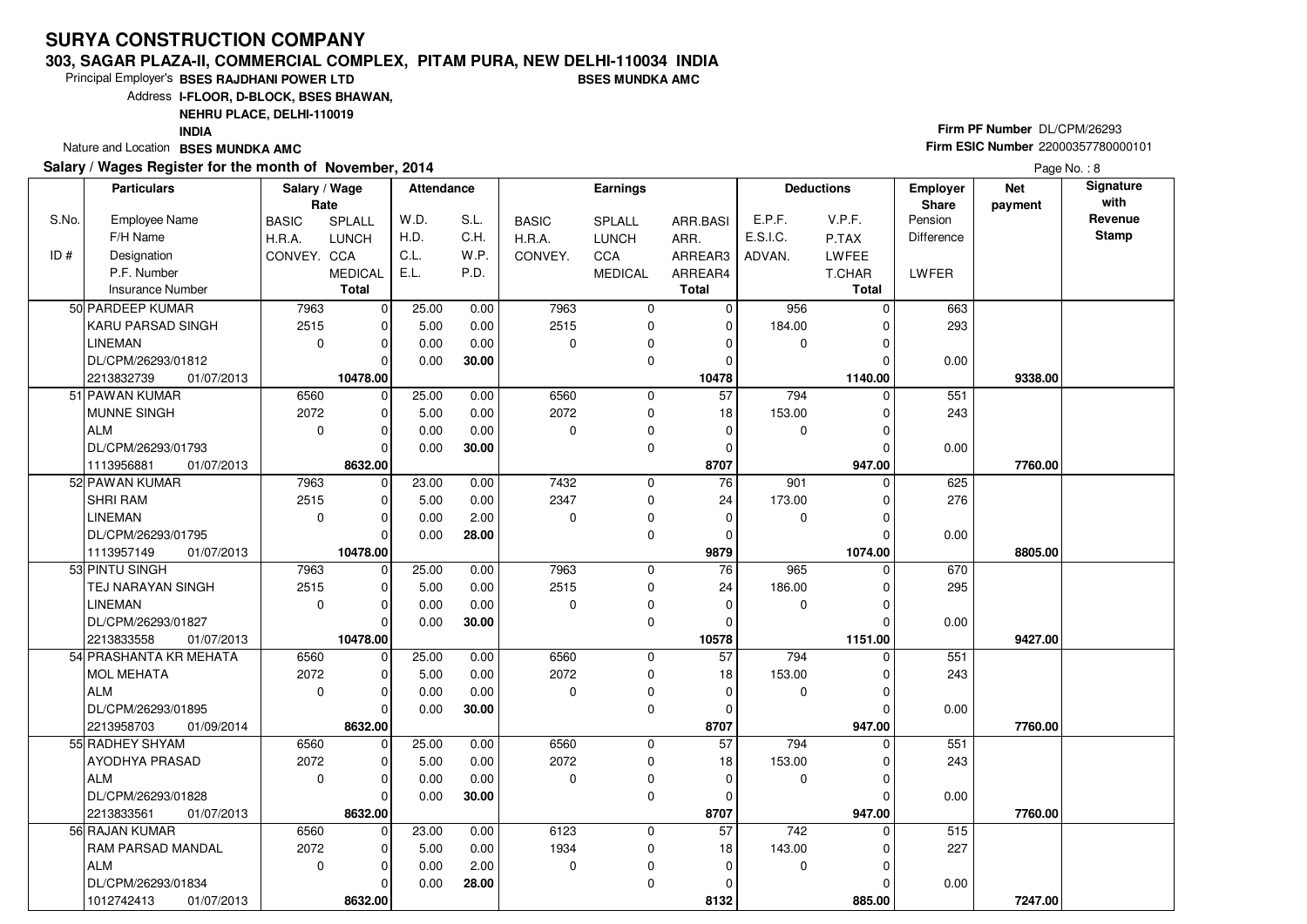# SURYA CONSTRUCTION COMPANY

**303, SAGAR PLAZA-II, COMMERCIAL COMPLEX, PITAM PURA, NEW DELHI-110034 INDIA**

Principal Employer's **BSES RAJDHANI POWER LTD** **BSES MUNDKA AMC**

Address **I-FLOOR, D-BLOCK, BSES BHAWAN, NEHRU PLACE, DELHI-110019 INDIA**

Nature and Location **BSES MUNDKA AMC**

**Firm PF Number** DL/CPM/26293

**Firm ESIC Number** 22000357780000101

**Salary / Wages Register for the month of November, 2014**

| S.No. / ID # | Particulars: Employee Name / F/H Name / Designation / P.F. Number / Insurance Number | Salary / Wage Rate: BASIC / H.R.A. / CONVEY. | SPLALL / LUNCH / CCA / MEDICAL / Total | Attendance: W.D. / H.D. / C.L. / E.L. | S.L. / C.H. / W.P. / P.D. | Earnings: BASIC / H.R.A. / CONVEY. | SPLALL / LUNCH / CCA / MEDICAL | ARR.BASI / ARR. / ARREAR3 / ARREAR4 / Total | Deductions: E.P.F. / E.S.I.C. / ADVAN. | V.P.F. / P.TAX / LWFEE / T.CHAR / Total | Employer Share: Pension / Difference / LWFER | Net payment | Signature with Revenue Stamp |
|---|---|---|---|---|---|---|---|---|---|---|---|---|---|
| 50 | PARDEEP KUMAR | 7963 | 0 | 25.00 | 0.00 | 7963 | 0 | 0 | 956 | 0 | 663 | | |
| | KARU PARSAD SINGH | 2515 | 0 | 5.00 | 0.00 | 2515 | 0 | 0 | 184.00 | 0 | 293 | | |
| | LINEMAN | 0 | 0 | 0.00 | 0.00 | 0 | 0 | 0 | 0 | 0 | | | |
| | DL/CPM/26293/01812 | | 0 | 0.00 | 30.00 | | 0 | 0 | | 0 | 0.00 | | |
| | 2213832739 01/07/2013 | | 10478.00 | | | | | 10478 | | 1140.00 | | 9338.00 | |
| 51 | PAWAN KUMAR | 6560 | 0 | 25.00 | 0.00 | 6560 | 0 | 57 | 794 | 0 | 551 | | |
| | MUNNE SINGH | 2072 | 0 | 5.00 | 0.00 | 2072 | 0 | 18 | 153.00 | 0 | 243 | | |
| | ALM | 0 | 0 | 0.00 | 0.00 | 0 | 0 | 0 | 0 | 0 | | | |
| | DL/CPM/26293/01793 | | 0 | 0.00 | 30.00 | | 0 | 0 | | 0 | 0.00 | | |
| | 1113956881 01/07/2013 | | 8632.00 | | | | | 8707 | | 947.00 | | 7760.00 | |
| 52 | PAWAN KUMAR | 7963 | 0 | 23.00 | 0.00 | 7432 | 0 | 76 | 901 | 0 | 625 | | |
| | SHRI RAM | 2515 | 0 | 5.00 | 0.00 | 2347 | 0 | 24 | 173.00 | 0 | 276 | | |
| | LINEMAN | 0 | 0 | 0.00 | 2.00 | 0 | 0 | 0 | 0 | 0 | | | |
| | DL/CPM/26293/01795 | | 0 | 0.00 | 28.00 | | 0 | 0 | | 0 | 0.00 | | |
| | 1113957149 01/07/2013 | | 10478.00 | | | | | 9879 | | 1074.00 | | 8805.00 | |
| 53 | PINTU SINGH | 7963 | 0 | 25.00 | 0.00 | 7963 | 0 | 76 | 965 | 0 | 670 | | |
| | TEJ NARAYAN SINGH | 2515 | 0 | 5.00 | 0.00 | 2515 | 0 | 24 | 186.00 | 0 | 295 | | |
| | LINEMAN | 0 | 0 | 0.00 | 0.00 | 0 | 0 | 0 | 0 | 0 | | | |
| | DL/CPM/26293/01827 | | 0 | 0.00 | 30.00 | | 0 | 0 | | 0 | 0.00 | | |
| | 2213833558 01/07/2013 | | 10478.00 | | | | | 10578 | | 1151.00 | | 9427.00 | |
| 54 | PRASHANTA KR MEHATA | 6560 | 0 | 25.00 | 0.00 | 6560 | 0 | 57 | 794 | 0 | 551 | | |
| | MOL MEHATA | 2072 | 0 | 5.00 | 0.00 | 2072 | 0 | 18 | 153.00 | 0 | 243 | | |
| | ALM | 0 | 0 | 0.00 | 0.00 | 0 | 0 | 0 | 0 | 0 | | | |
| | DL/CPM/26293/01895 | | 0 | 0.00 | 30.00 | | 0 | 0 | | 0 | 0.00 | | |
| | 2213958703 01/09/2014 | | 8632.00 | | | | | 8707 | | 947.00 | | 7760.00 | |
| 55 | RADHEY SHYAM | 6560 | 0 | 25.00 | 0.00 | 6560 | 0 | 57 | 794 | 0 | 551 | | |
| | AYODHYA PRASAD | 2072 | 0 | 5.00 | 0.00 | 2072 | 0 | 18 | 153.00 | 0 | 243 | | |
| | ALM | 0 | 0 | 0.00 | 0.00 | 0 | 0 | 0 | 0 | 0 | | | |
| | DL/CPM/26293/01828 | | 0 | 0.00 | 30.00 | | 0 | 0 | | 0 | 0.00 | | |
| | 2213833561 01/07/2013 | | 8632.00 | | | | | 8707 | | 947.00 | | 7760.00 | |
| 56 | RAJAN KUMAR | 6560 | 0 | 23.00 | 0.00 | 6123 | 0 | 57 | 742 | 0 | 515 | | |
| | RAM PARSAD MANDAL | 2072 | 0 | 5.00 | 0.00 | 1934 | 0 | 18 | 143.00 | 0 | 227 | | |
| | ALM | 0 | 0 | 0.00 | 2.00 | 0 | 0 | 0 | 0 | 0 | | | |
| | DL/CPM/26293/01834 | | 0 | 0.00 | 28.00 | | 0 | 0 | | 0 | 0.00 | | |
| | 1012742413 01/07/2013 | | 8632.00 | | | | | 8132 | | 885.00 | | 7247.00 | |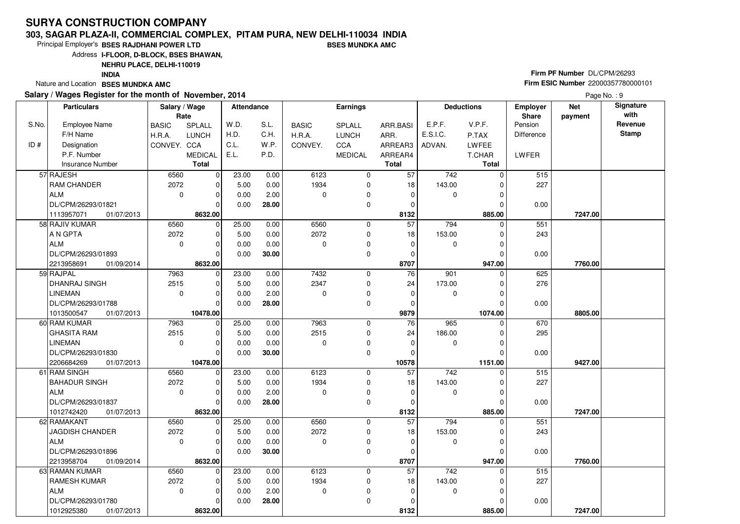# SURYA CONSTRUCTION COMPANY

**303, SAGAR PLAZA-II, COMMERCIAL COMPLEX, PITAM PURA, NEW DELHI-110034 INDIA**

Principal Employer's **BSES RAJDHANI POWER LTD** **BSES MUNDKA AMC**

Address **I-FLOOR, D-BLOCK, BSES BHAWAN, NEHRU PLACE, DELHI-110019 INDIA**

Nature and Location **BSES MUNDKA AMC**

**Firm PF Number** DL/CPM/26293

**Firm ESIC Number** 22000357780000101

**Salary / Wages Register for the month of November, 2014**

| S.No. / ID # | Employee Name / F/H Name / Designation / P.F. Number / Insurance Number | Salary / Wage Rate: BASIC / H.R.A. / CONVEY. | SPLALL / LUNCH / CCA / MEDICAL / Total | Attendance: W.D. / H.D. / C.L. / E.L. | S.L. / C.H. / W.P. / P.D. | Earnings: BASIC / H.R.A. / CONVEY. | SPLALL / LUNCH / CCA / MEDICAL | ARR.BASI / ARR. / ARREAR3 / ARREAR4 / Total | Deductions: E.P.F. / E.S.I.C. / ADVAN. | V.P.F. / P.TAX / LWFEE / T.CHAR / Total | Employer Share: Pension / Difference / LWFER | Net payment | Signature with Revenue Stamp |
|---|---|---|---|---|---|---|---|---|---|---|---|---|---|
| 57 | RAJESH / RAM CHANDER / ALM / DL/CPM/26293/01821 / 1113957071 01/07/2013 | 6560 / 2072 / 0 | 0 / 0 / 0 / 0 / **8632.00** | 23.00 / 5.00 / 0.00 / 0.00 | 0.00 / 0.00 / 2.00 / **28.00** | 6123 / 1934 / 0 | 0 / 0 / 0 / 0 | 57 / 18 / 0 / 0 / **8132** | 742 / 143.00 / 0 | 0 / 0 / 0 / 0 / **885.00** | 515 / 227 / 0.00 | **7247.00** | |
| 58 | RAJIV KUMAR / A N GPTA / ALM / DL/CPM/26293/01893 / 2213958691 01/09/2014 | 6560 / 2072 / 0 | 0 / 0 / 0 / 0 / **8632.00** | 25.00 / 5.00 / 0.00 / 0.00 | 0.00 / 0.00 / 0.00 / **30.00** | 6560 / 2072 / 0 | 0 / 0 / 0 / 0 | 57 / 18 / 0 / 0 / **8707** | 794 / 153.00 / 0 | 0 / 0 / 0 / 0 / **947.00** | 551 / 243 / 0.00 | **7760.00** | |
| 59 | RAJPAL / DHANRAJ SINGH / LINEMAN / DL/CPM/26293/01788 / 1013500547 01/07/2013 | 7963 / 2515 / 0 | 0 / 0 / 0 / 0 / **10478.00** | 23.00 / 5.00 / 0.00 / 0.00 | 0.00 / 0.00 / 2.00 / **28.00** | 7432 / 2347 / 0 | 0 / 0 / 0 / 0 | 76 / 24 / 0 / 0 / **9879** | 901 / 173.00 / 0 | 0 / 0 / 0 / 0 / **1074.00** | 625 / 276 / 0.00 | **8805.00** | |
| 60 | RAM KUMAR / GHASITA RAM / LINEMAN / DL/CPM/26293/01830 / 2206684269 01/07/2013 | 7963 / 2515 / 0 | 0 / 0 / 0 / 0 / **10478.00** | 25.00 / 5.00 / 0.00 / 0.00 | 0.00 / 0.00 / 0.00 / **30.00** | 7963 / 2515 / 0 | 0 / 0 / 0 / 0 | 76 / 24 / 0 / 0 / **10578** | 965 / 186.00 / 0 | 0 / 0 / 0 / 0 / **1151.00** | 670 / 295 / 0.00 | **9427.00** | |
| 61 | RAM SINGH / BAHADUR SINGH / ALM / DL/CPM/26293/01837 / 1012742420 01/07/2013 | 6560 / 2072 / 0 | 0 / 0 / 0 / 0 / **8632.00** | 23.00 / 5.00 / 0.00 / 0.00 | 0.00 / 0.00 / 2.00 / **28.00** | 6123 / 1934 / 0 | 0 / 0 / 0 / 0 | 57 / 18 / 0 / 0 / **8132** | 742 / 143.00 / 0 | 0 / 0 / 0 / 0 / **885.00** | 515 / 227 / 0.00 | **7247.00** | |
| 62 | RAMAKANT / JAGDISH CHANDER / ALM / DL/CPM/26293/01896 / 2213958704 01/09/2014 | 6560 / 2072 / 0 | 0 / 0 / 0 / 0 / **8632.00** | 25.00 / 5.00 / 0.00 / 0.00 | 0.00 / 0.00 / 0.00 / **30.00** | 6560 / 2072 / 0 | 0 / 0 / 0 / 0 | 57 / 18 / 0 / 0 / **8707** | 794 / 153.00 / 0 | 0 / 0 / 0 / 0 / **947.00** | 551 / 243 / 0.00 | **7760.00** | |
| 63 | RAMAN KUMAR / RAMESH KUMAR / ALM / DL/CPM/26293/01780 / 1012925380 01/07/2013 | 6560 / 2072 / 0 | 0 / 0 / 0 / 0 / **8632.00** | 23.00 / 5.00 / 0.00 / 0.00 | 0.00 / 0.00 / 2.00 / **28.00** | 6123 / 1934 / 0 | 0 / 0 / 0 / 0 | 57 / 18 / 0 / 0 / **8132** | 742 / 143.00 / 0 | 0 / 0 / 0 / 0 / **885.00** | 515 / 227 / 0.00 | **7247.00** | |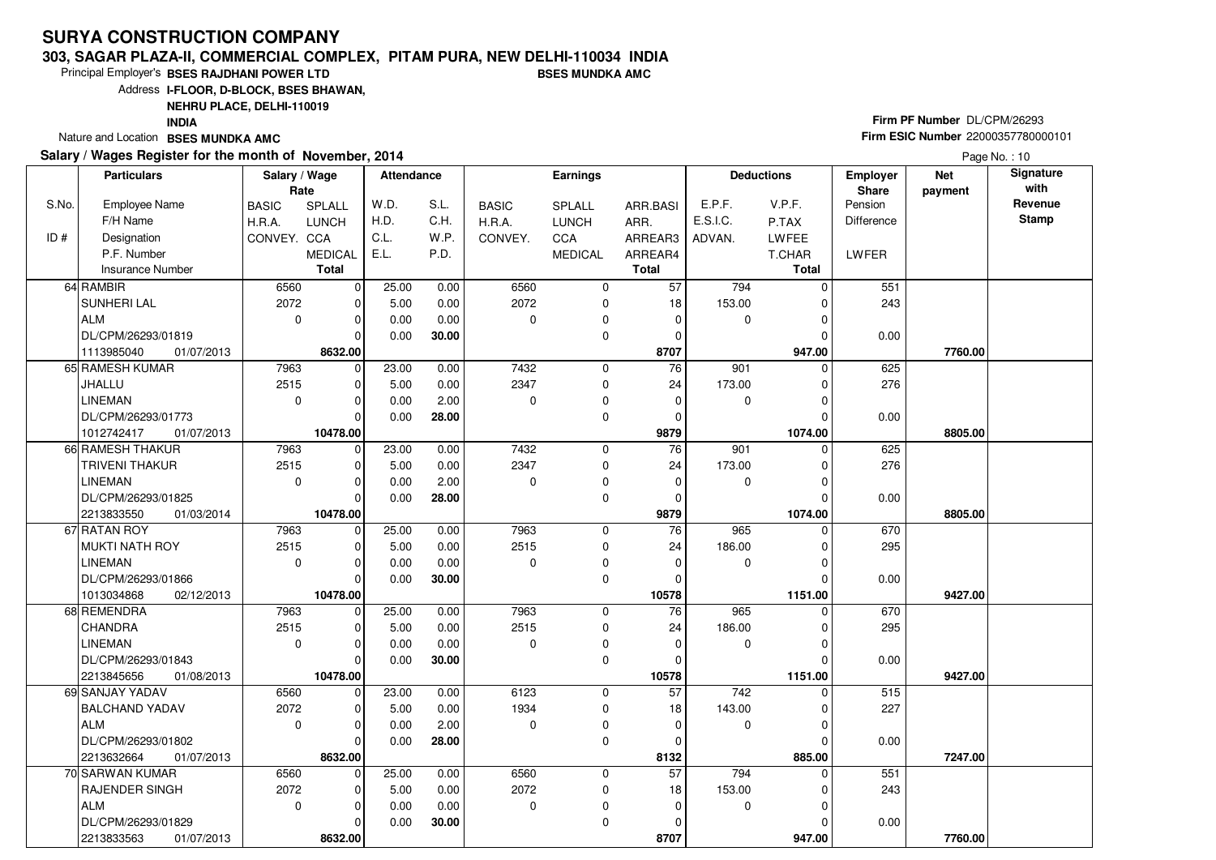# SURYA CONSTRUCTION COMPANY

**303, SAGAR PLAZA-II, COMMERCIAL COMPLEX, PITAM PURA, NEW DELHI-110034 INDIA**

Principal Employer's **BSES RAJDHANI POWER LTD** **BSES MUNDKA AMC**

Address **I-FLOOR, D-BLOCK, BSES BHAWAN, NEHRU PLACE, DELHI-110019 INDIA**

Nature and Location **BSES MUNDKA AMC**

**Firm PF Number** DL/CPM/26293

**Firm ESIC Number** 22000357780000101

**Salary / Wages Register for the month of November, 2014**

| S.No. / ID # | Employee Name / F/H Name / Designation / P.F. Number / Insurance Number | BASIC / H.R.A. / CONVEY. | SPLALL / LUNCH / CCA / MEDICAL / Total | W.D. / H.D. / C.L. / E.L. | S.L. / C.H. / W.P. / P.D. | BASIC / H.R.A. / CONVEY. | SPLALL / LUNCH / CCA / MEDICAL | ARR.BASI / ARR. / ARREAR3 / ARREAR4 / Total | E.P.F. / E.S.I.C. / ADVAN. | V.P.F. / P.TAX / LWFEE / T.CHAR / Total | Employer Share Pension / Difference / LWFER | Net payment | Signature with Revenue Stamp |
|---|---|---|---|---|---|---|---|---|---|---|---|---|---|
| 64 | RAMBIR / SUNHERI LAL / ALM / DL/CPM/26293/01819 / 1113985040 01/07/2013 | 6560 / 2072 / 0 | 0 / 0 / 0 / 0 / **8632.00** | 25.00 / 5.00 / 0.00 / 0.00 | 0.00 / 0.00 / 0.00 / **30.00** | 6560 / 2072 / 0 | 0 / 0 / 0 / 0 | 57 / 18 / 0 / 0 / **8707** | 794 / 153.00 / 0 | 0 / 0 / 0 / 0 / **947.00** | 551 / 243 / 0.00 | **7760.00** | |
| 65 | RAMESH KUMAR / JHALLU / LINEMAN / DL/CPM/26293/01773 / 1012742417 01/07/2013 | 7963 / 2515 / 0 | 0 / 0 / 0 / 0 / **10478.00** | 23.00 / 5.00 / 0.00 / 0.00 | 0.00 / 0.00 / 2.00 / **28.00** | 7432 / 2347 / 0 | 0 / 0 / 0 / 0 | 76 / 24 / 0 / 0 / **9879** | 901 / 173.00 / 0 | 0 / 0 / 0 / 0 / **1074.00** | 625 / 276 / 0.00 | **8805.00** | |
| 66 | RAMESH THAKUR / TRIVENI THAKUR / LINEMAN / DL/CPM/26293/01825 / 2213833550 01/03/2014 | 7963 / 2515 / 0 | 0 / 0 / 0 / 0 / **10478.00** | 23.00 / 5.00 / 0.00 / 0.00 | 0.00 / 0.00 / 2.00 / **28.00** | 7432 / 2347 / 0 | 0 / 0 / 0 / 0 | 76 / 24 / 0 / 0 / **9879** | 901 / 173.00 / 0 | 0 / 0 / 0 / 0 / **1074.00** | 625 / 276 / 0.00 | **8805.00** | |
| 67 | RATAN ROY / MUKTI NATH ROY / LINEMAN / DL/CPM/26293/01866 / 1013034868 02/12/2013 | 7963 / 2515 / 0 | 0 / 0 / 0 / 0 / **10478.00** | 25.00 / 5.00 / 0.00 / 0.00 | 0.00 / 0.00 / 0.00 / **30.00** | 7963 / 2515 / 0 | 0 / 0 / 0 / 0 | 76 / 24 / 0 / 0 / **10578** | 965 / 186.00 / 0 | 0 / 0 / 0 / 0 / **1151.00** | 670 / 295 / 0.00 | **9427.00** | |
| 68 | REMENDRA / CHANDRA / LINEMAN / DL/CPM/26293/01843 / 2213845656 01/08/2013 | 7963 / 2515 / 0 | 0 / 0 / 0 / 0 / **10478.00** | 25.00 / 5.00 / 0.00 / 0.00 | 0.00 / 0.00 / 0.00 / **30.00** | 7963 / 2515 / 0 | 0 / 0 / 0 / 0 | 76 / 24 / 0 / 0 / **10578** | 965 / 186.00 / 0 | 0 / 0 / 0 / 0 / **1151.00** | 670 / 295 / 0.00 | **9427.00** | |
| 69 | SANJAY YADAV / BALCHAND YADAV / ALM / DL/CPM/26293/01802 / 2213632664 01/07/2013 | 6560 / 2072 / 0 | 0 / 0 / 0 / 0 / **8632.00** | 23.00 / 5.00 / 0.00 / 0.00 | 0.00 / 0.00 / 2.00 / **28.00** | 6123 / 1934 / 0 | 0 / 0 / 0 / 0 | 57 / 18 / 0 / 0 / **8132** | 742 / 143.00 / 0 | 0 / 0 / 0 / 0 / **885.00** | 515 / 227 / 0.00 | **7247.00** | |
| 70 | SARWAN KUMAR / RAJENDER SINGH / ALM / DL/CPM/26293/01829 / 2213833563 01/07/2013 | 6560 / 2072 / 0 | 0 / 0 / 0 / 0 / **8632.00** | 25.00 / 5.00 / 0.00 / 0.00 | 0.00 / 0.00 / 0.00 / **30.00** | 6560 / 2072 / 0 | 0 / 0 / 0 / 0 | 57 / 18 / 0 / 0 / **8707** | 794 / 153.00 / 0 | 0 / 0 / 0 / 0 / **947.00** | 551 / 243 / 0.00 | **7760.00** | |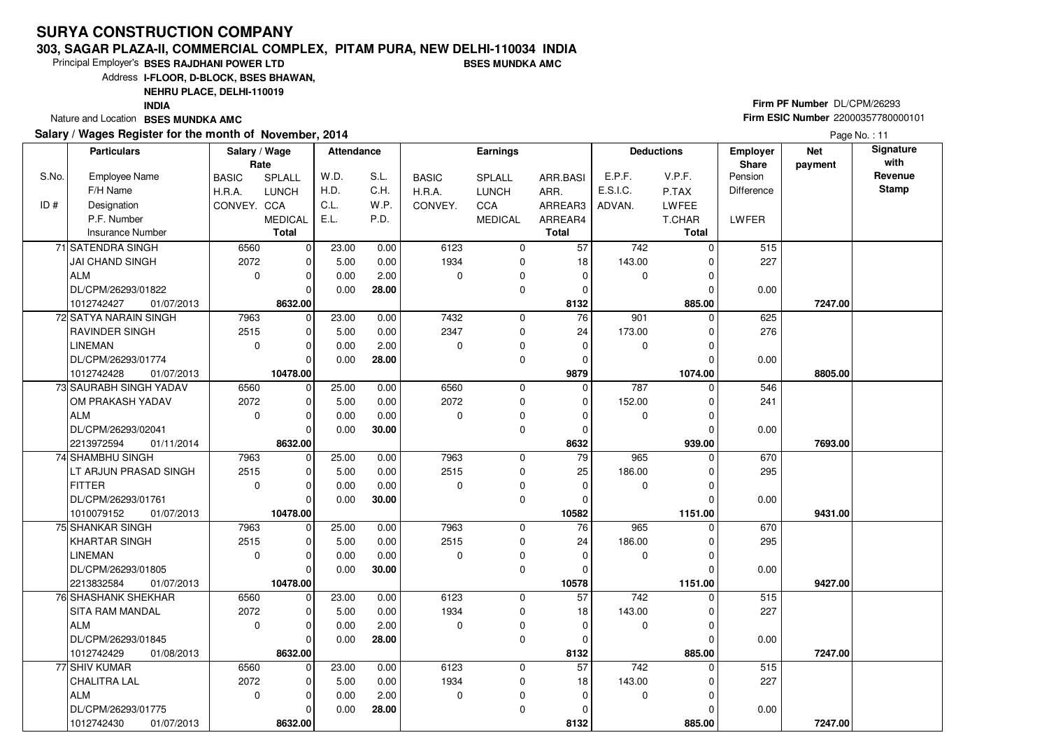# SURYA CONSTRUCTION COMPANY

**303, SAGAR PLAZA-II, COMMERCIAL COMPLEX, PITAM PURA, NEW DELHI-110034 INDIA**

Principal Employer's **BSES RAJDHANI POWER LTD** **BSES MUNDKA AMC**

Address **I-FLOOR, D-BLOCK, BSES BHAWAN, NEHRU PLACE, DELHI-110019 INDIA**

Nature and Location **BSES MUNDKA AMC**

**Firm PF Number** DL/CPM/26293
**Firm ESIC Number** 22000357780000101

**Salary / Wages Register for the month of November, 2014**

Page No. : 11

| S.No. / ID # | Particulars: Employee Name / F/H Name / Designation / P.F. Number / Insurance Number | Salary / Wage Rate: BASIC / H.R.A. / CONVEY. | SPLALL / LUNCH / CCA / MEDICAL / Total | Attendance: W.D. / H.D. / C.L. / E.L. | S.L. / C.H. / W.P. / P.D. | Earnings: BASIC / H.R.A. / CONVEY. | SPLALL / LUNCH / CCA / MEDICAL | ARR.BASI / ARR. / ARREAR3 / ARREAR4 / Total | Deductions: E.P.F. / E.S.I.C. / ADVAN. | V.P.F. / P.TAX / LWFEE / T.CHAR / Total | Employer Share: Pension / Difference / LWFER | Net payment | Signature with Revenue Stamp |
|---|---|---|---|---|---|---|---|---|---|---|---|---|---|
| 71 | SATENDRA SINGH / JAI CHAND SINGH / ALM / DL/CPM/26293/01822 / 1012742427 01/07/2013 | 6560 / 2072 / 0 | 0 / 0 / 0 / 0 / **8632.00** | 23.00 / 5.00 / 0.00 / 0.00 | 0.00 / 0.00 / 2.00 / **28.00** | 6123 / 1934 / 0 | 0 / 0 / 0 / 0 | 57 / 18 / 0 / 0 / **8132** | 742 / 143.00 / 0 | 0 / 0 / 0 / 0 / **885.00** | 515 / 227 / 0.00 | **7247.00** | |
| 72 | SATYA NARAIN SINGH / RAVINDER SINGH / LINEMAN / DL/CPM/26293/01774 / 1012742428 01/07/2013 | 7963 / 2515 / 0 | 0 / 0 / 0 / 0 / **10478.00** | 23.00 / 5.00 / 0.00 / 0.00 | 0.00 / 0.00 / 2.00 / **28.00** | 7432 / 2347 / 0 | 0 / 0 / 0 / 0 | 76 / 24 / 0 / 0 / **9879** | 901 / 173.00 / 0 | 0 / 0 / 0 / 0 / **1074.00** | 625 / 276 / 0.00 | **8805.00** | |
| 73 | SAURABH SINGH YADAV / OM PRAKASH YADAV / ALM / DL/CPM/26293/02041 / 2213972594 01/11/2014 | 6560 / 2072 / 0 | 0 / 0 / 0 / 0 / **8632.00** | 25.00 / 5.00 / 0.00 / 0.00 | 0.00 / 0.00 / 0.00 / **30.00** | 6560 / 2072 / 0 | 0 / 0 / 0 / 0 | 0 / 0 / 0 / 0 / **8632** | 787 / 152.00 / 0 | 0 / 0 / 0 / 0 / **939.00** | 546 / 241 / 0.00 | **7693.00** | |
| 74 | SHAMBHU SINGH / LT ARJUN PRASAD SINGH / FITTER / DL/CPM/26293/01761 / 1010079152 01/07/2013 | 7963 / 2515 / 0 | 0 / 0 / 0 / 0 / **10478.00** | 25.00 / 5.00 / 0.00 / 0.00 | 0.00 / 0.00 / 0.00 / **30.00** | 7963 / 2515 / 0 | 0 / 0 / 0 / 0 | 79 / 25 / 0 / 0 / **10582** | 965 / 186.00 / 0 | 0 / 0 / 0 / 0 / **1151.00** | 670 / 295 / 0.00 | **9431.00** | |
| 75 | SHANKAR SINGH / KHARTAR SINGH / LINEMAN / DL/CPM/26293/01805 / 2213832584 01/07/2013 | 7963 / 2515 / 0 | 0 / 0 / 0 / 0 / **10478.00** | 25.00 / 5.00 / 0.00 / 0.00 | 0.00 / 0.00 / 0.00 / **30.00** | 7963 / 2515 / 0 | 0 / 0 / 0 / 0 | 76 / 24 / 0 / 0 / **10578** | 965 / 186.00 / 0 | 0 / 0 / 0 / 0 / **1151.00** | 670 / 295 / 0.00 | **9427.00** | |
| 76 | SHASHANK SHEKHAR / SITA RAM MANDAL / ALM / DL/CPM/26293/01845 / 1012742429 01/08/2013 | 6560 / 2072 / 0 | 0 / 0 / 0 / 0 / **8632.00** | 23.00 / 5.00 / 0.00 / 0.00 | 0.00 / 0.00 / 2.00 / **28.00** | 6123 / 1934 / 0 | 0 / 0 / 0 / 0 | 57 / 18 / 0 / 0 / **8132** | 742 / 143.00 / 0 | 0 / 0 / 0 / 0 / **885.00** | 515 / 227 / 0.00 | **7247.00** | |
| 77 | SHIV KUMAR / CHALITRA LAL / ALM / DL/CPM/26293/01775 / 1012742430 01/07/2013 | 6560 / 2072 / 0 | 0 / 0 / 0 / 0 / **8632.00** | 23.00 / 5.00 / 0.00 / 0.00 | 0.00 / 0.00 / 2.00 / **28.00** | 6123 / 1934 / 0 | 0 / 0 / 0 / 0 | 57 / 18 / 0 / 0 / **8132** | 742 / 143.00 / 0 | 0 / 0 / 0 / 0 / **885.00** | 515 / 227 / 0.00 | **7247.00** | |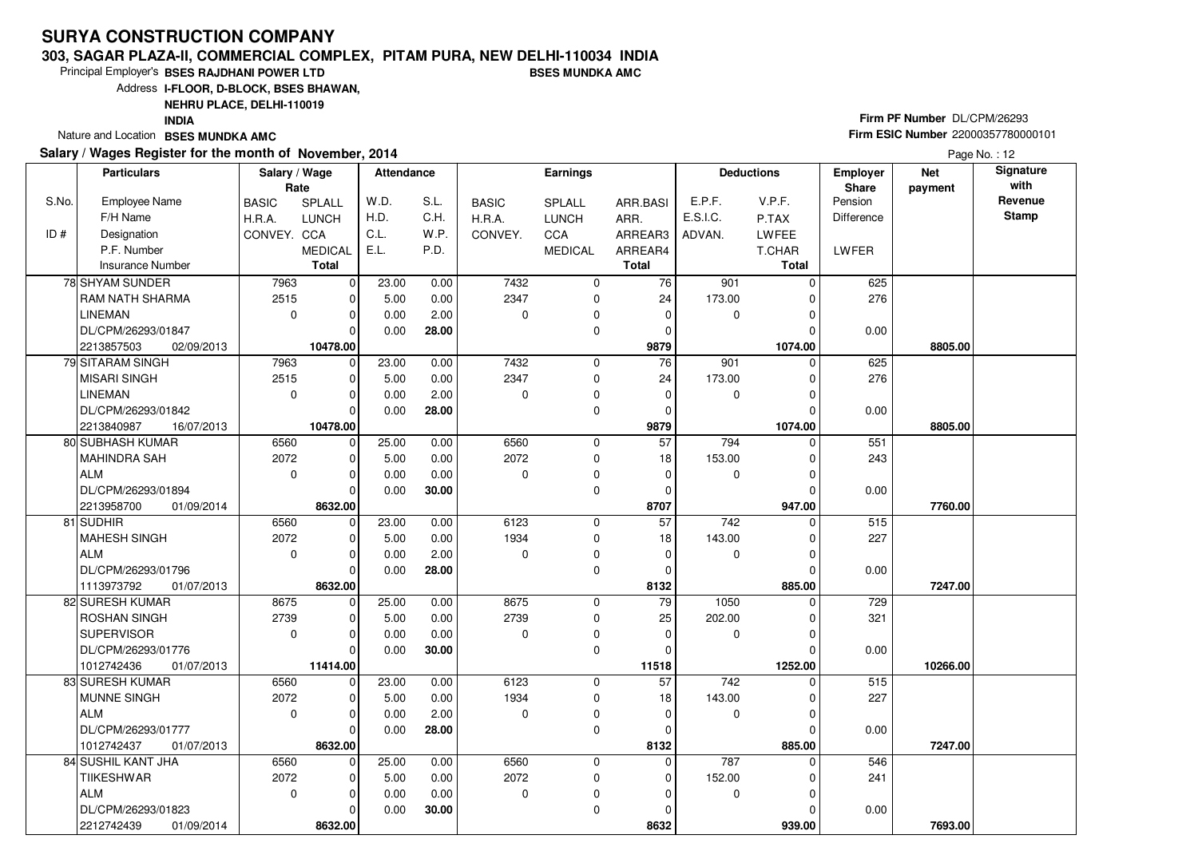# SURYA CONSTRUCTION COMPANY

**303, SAGAR PLAZA-II, COMMERCIAL COMPLEX, PITAM PURA, NEW DELHI-110034 INDIA**

Principal Employer's **BSES RAJDHANI POWER LTD** **BSES MUNDKA AMC**

Address **I-FLOOR, D-BLOCK, BSES BHAWAN, NEHRU PLACE, DELHI-110019 INDIA**

Nature and Location **BSES MUNDKA AMC**

**Firm PF Number** DL/CPM/26293

**Firm ESIC Number** 22000357780000101

**Salary / Wages Register for the month of November, 2014**

Page No. : 12

| S.No. / ID # | Employee Name / F/H Name / Designation / P.F. Number / Insurance Number | BASIC / H.R.A. / CONVEY. (Rate) | SPLALL / LUNCH / CCA / MEDICAL / Total (Rate) | W.D. / H.D. / C.L. / E.L. | S.L. / C.H. / W.P. / P.D. | BASIC / H.R.A. / CONVEY. (Earnings) | SPLALL / LUNCH / CCA / MEDICAL | ARR.BASI / ARR. / ARREAR3 / ARREAR4 / Total | E.P.F. / E.S.I.C. / ADVAN. | V.P.F. / P.TAX / LWFEE / T.CHAR / Total | Employer Share Pension / Difference / LWFER | Net payment | Signature with Revenue Stamp |
|---|---|---|---|---|---|---|---|---|---|---|---|---|---|
| 78 | SHYAM SUNDER | 7963 | 0 | 23.00 | 0.00 | 7432 | 0 | 76 | 901 | 0 | 625 | | |
| | RAM NATH SHARMA | 2515 | 0 | 5.00 | 0.00 | 2347 | 0 | 24 | 173.00 | 0 | 276 | | |
| | LINEMAN | 0 | 0 | 0.00 | 2.00 | 0 | 0 | 0 | 0 | 0 | | | |
| | DL/CPM/26293/01847 | | 0 | 0.00 | **28.00** | | 0 | 0 | | 0 | 0.00 | | |
| | 2213857503 02/09/2013 | | **10478.00** | | | | | **9879** | | **1074.00** | | **8805.00** | |
| 79 | SITARAM SINGH | 7963 | 0 | 23.00 | 0.00 | 7432 | 0 | 76 | 901 | 0 | 625 | | |
| | MISARI SINGH | 2515 | 0 | 5.00 | 0.00 | 2347 | 0 | 24 | 173.00 | 0 | 276 | | |
| | LINEMAN | 0 | 0 | 0.00 | 2.00 | 0 | 0 | 0 | 0 | 0 | | | |
| | DL/CPM/26293/01842 | | 0 | 0.00 | **28.00** | | 0 | 0 | | 0 | 0.00 | | |
| | 2213840987 16/07/2013 | | **10478.00** | | | | | **9879** | | **1074.00** | | **8805.00** | |
| 80 | SUBHASH KUMAR | 6560 | 0 | 25.00 | 0.00 | 6560 | 0 | 57 | 794 | 0 | 551 | | |
| | MAHINDRA SAH | 2072 | 0 | 5.00 | 0.00 | 2072 | 0 | 18 | 153.00 | 0 | 243 | | |
| | ALM | 0 | 0 | 0.00 | 0.00 | 0 | 0 | 0 | 0 | 0 | | | |
| | DL/CPM/26293/01894 | | 0 | 0.00 | **30.00** | | 0 | 0 | | 0 | 0.00 | | |
| | 2213958700 01/09/2014 | | **8632.00** | | | | | **8707** | | **947.00** | | **7760.00** | |
| 81 | SUDHIR | 6560 | 0 | 23.00 | 0.00 | 6123 | 0 | 57 | 742 | 0 | 515 | | |
| | MAHESH SINGH | 2072 | 0 | 5.00 | 0.00 | 1934 | 0 | 18 | 143.00 | 0 | 227 | | |
| | ALM | 0 | 0 | 0.00 | 2.00 | 0 | 0 | 0 | 0 | 0 | | | |
| | DL/CPM/26293/01796 | | 0 | 0.00 | **28.00** | | 0 | 0 | | 0 | 0.00 | | |
| | 1113973792 01/07/2013 | | **8632.00** | | | | | **8132** | | **885.00** | | **7247.00** | |
| 82 | SURESH KUMAR | 8675 | 0 | 25.00 | 0.00 | 8675 | 0 | 79 | 1050 | 0 | 729 | | |
| | ROSHAN SINGH | 2739 | 0 | 5.00 | 0.00 | 2739 | 0 | 25 | 202.00 | 0 | 321 | | |
| | SUPERVISOR | 0 | 0 | 0.00 | 0.00 | 0 | 0 | 0 | 0 | 0 | | | |
| | DL/CPM/26293/01776 | | 0 | 0.00 | **30.00** | | 0 | 0 | | 0 | 0.00 | | |
| | 1012742436 01/07/2013 | | **11414.00** | | | | | **11518** | | **1252.00** | | **10266.00** | |
| 83 | SURESH KUMAR | 6560 | 0 | 23.00 | 0.00 | 6123 | 0 | 57 | 742 | 0 | 515 | | |
| | MUNNE SINGH | 2072 | 0 | 5.00 | 0.00 | 1934 | 0 | 18 | 143.00 | 0 | 227 | | |
| | ALM | 0 | 0 | 0.00 | 2.00 | 0 | 0 | 0 | 0 | 0 | | | |
| | DL/CPM/26293/01777 | | 0 | 0.00 | **28.00** | | 0 | 0 | | 0 | 0.00 | | |
| | 1012742437 01/07/2013 | | **8632.00** | | | | | **8132** | | **885.00** | | **7247.00** | |
| 84 | SUSHIL KANT JHA | 6560 | 0 | 25.00 | 0.00 | 6560 | 0 | 0 | 787 | 0 | 546 | | |
| | TIIKESHWAR | 2072 | 0 | 5.00 | 0.00 | 2072 | 0 | 0 | 152.00 | 0 | 241 | | |
| | ALM | 0 | 0 | 0.00 | 0.00 | 0 | 0 | 0 | 0 | 0 | | | |
| | DL/CPM/26293/01823 | | 0 | 0.00 | **30.00** | | 0 | 0 | | 0 | 0.00 | | |
| | 2212742439 01/09/2014 | | **8632.00** | | | | | **8632** | | **939.00** | | **7693.00** | |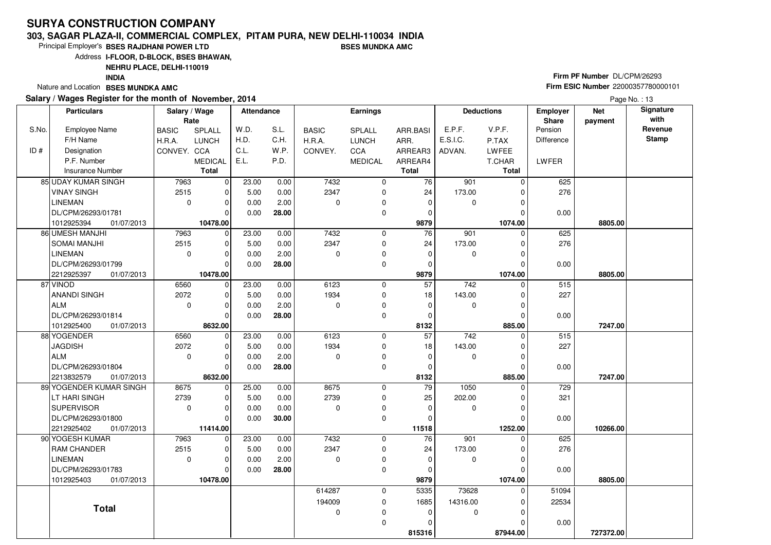# SURYA CONSTRUCTION COMPANY

**303, SAGAR PLAZA-II, COMMERCIAL COMPLEX, PITAM PURA, NEW DELHI-110034 INDIA**

Principal Employer's **BSES RAJDHANI POWER LTD** **BSES MUNDKA AMC**

Address **I-FLOOR, D-BLOCK, BSES BHAWAN, NEHRU PLACE, DELHI-110019 INDIA**

Nature and Location **BSES MUNDKA AMC**

**Firm PF Number** DL/CPM/26293

**Firm ESIC Number** 22000357780000101

**Salary / Wages Register for the month of November, 2014**

| S.No. / ID # | Particulars: Employee Name / F/H Name / Designation / P.F. Number / Insurance Number | Salary / Wage Rate: BASIC / H.R.A. / CONVEY. | Salary / Wage Rate: SPLALL / LUNCH / CCA / MEDICAL / Total | Attendance: W.D. / H.D. / C.L. / E.L. | Attendance: S.L. / C.H. / W.P. / P.D. | Earnings: BASIC / H.R.A. / CONVEY. | Earnings: SPLALL / LUNCH / CCA / MEDICAL | Earnings: ARR.BASI / ARR. / ARREAR3 / ARREAR4 / Total | Deductions: E.P.F. / E.S.I.C. / ADVAN. | Deductions: V.P.F. / P.TAX / LWFEE / T.CHAR / Total | Employer Share: Pension / Difference / LWFER | Net payment | Signature with Revenue Stamp |
|---|---|---|---|---|---|---|---|---|---|---|---|---|---|
| 85 | UDAY KUMAR SINGH<br>VINAY SINGH<br>LINEMAN<br>DL/CPM/26293/01781<br>1012925394 01/07/2013 | 7963<br>2515<br>0 | 0<br>0<br>0<br>0<br>**10478.00** | 23.00<br>5.00<br>0.00<br>0.00 | 0.00<br>0.00<br>2.00<br>**28.00** | 7432<br>2347<br>0 | 0<br>0<br>0<br>0 | 76<br>24<br>0<br>0<br>**9879** | 901<br>173.00<br>0 | 0<br>0<br>0<br>0<br>**1074.00** | 625<br>276<br>0.00 | **8805.00** | |
| 86 | UMESH MANJHI<br>SOMAI MANJHI<br>LINEMAN<br>DL/CPM/26293/01799<br>2212925397 01/07/2013 | 7963<br>2515<br>0 | 0<br>0<br>0<br>0<br>**10478.00** | 23.00<br>5.00<br>0.00<br>0.00 | 0.00<br>0.00<br>2.00<br>**28.00** | 7432<br>2347<br>0 | 0<br>0<br>0<br>0 | 76<br>24<br>0<br>0<br>**9879** | 901<br>173.00<br>0 | 0<br>0<br>0<br>0<br>**1074.00** | 625<br>276<br>0.00 | **8805.00** | |
| 87 | VINOD<br>ANANDI SINGH<br>ALM<br>DL/CPM/26293/01814<br>1012925400 01/07/2013 | 6560<br>2072<br>0 | 0<br>0<br>0<br>0<br>**8632.00** | 23.00<br>5.00<br>0.00<br>0.00 | 0.00<br>0.00<br>2.00<br>**28.00** | 6123<br>1934<br>0 | 0<br>0<br>0<br>0 | 57<br>18<br>0<br>0<br>**8132** | 742<br>143.00<br>0 | 0<br>0<br>0<br>0<br>**885.00** | 515<br>227<br>0.00 | **7247.00** | |
| 88 | YOGENDER<br>JAGDISH<br>ALM<br>DL/CPM/26293/01804<br>2213832579 01/07/2013 | 6560<br>2072<br>0 | 0<br>0<br>0<br>0<br>**8632.00** | 23.00<br>5.00<br>0.00<br>0.00 | 0.00<br>0.00<br>2.00<br>**28.00** | 6123<br>1934<br>0 | 0<br>0<br>0<br>0 | 57<br>18<br>0<br>0<br>**8132** | 742<br>143.00<br>0 | 0<br>0<br>0<br>0<br>**885.00** | 515<br>227<br>0.00 | **7247.00** | |
| 89 | YOGENDER KUMAR SINGH<br>LT HARI SINGH<br>SUPERVISOR<br>DL/CPM/26293/01800<br>2212925402 01/07/2013 | 8675<br>2739<br>0 | 0<br>0<br>0<br>0<br>**11414.00** | 25.00<br>5.00<br>0.00<br>0.00 | 0.00<br>0.00<br>0.00<br>**30.00** | 8675<br>2739<br>0 | 0<br>0<br>0<br>0 | 79<br>25<br>0<br>0<br>**11518** | 1050<br>202.00<br>0 | 0<br>0<br>0<br>0<br>**1252.00** | 729<br>321<br>0.00 | **10266.00** | |
| 90 | YOGESH KUMAR<br>RAM CHANDER<br>LINEMAN<br>DL/CPM/26293/01783<br>1012925403 01/07/2013 | 7963<br>2515<br>0 | 0<br>0<br>0<br>0<br>**10478.00** | 23.00<br>5.00<br>0.00<br>0.00 | 0.00<br>0.00<br>2.00<br>**28.00** | 7432<br>2347<br>0 | 0<br>0<br>0<br>0 | 76<br>24<br>0<br>0<br>**9879** | 901<br>173.00<br>0 | 0<br>0<br>0<br>0<br>**1074.00** | 625<br>276<br>0.00 | **8805.00** | |
| | **Total** | | | | | 614287<br>194009<br>0 | 0<br>0<br>0<br>0 | 5335<br>1685<br>0<br>0<br>**815316** | 73628<br>14316.00<br>0 | 0<br>0<br>0<br>0<br>**87944.00** | 51094<br>22534<br>0.00 | **727372.00** | |